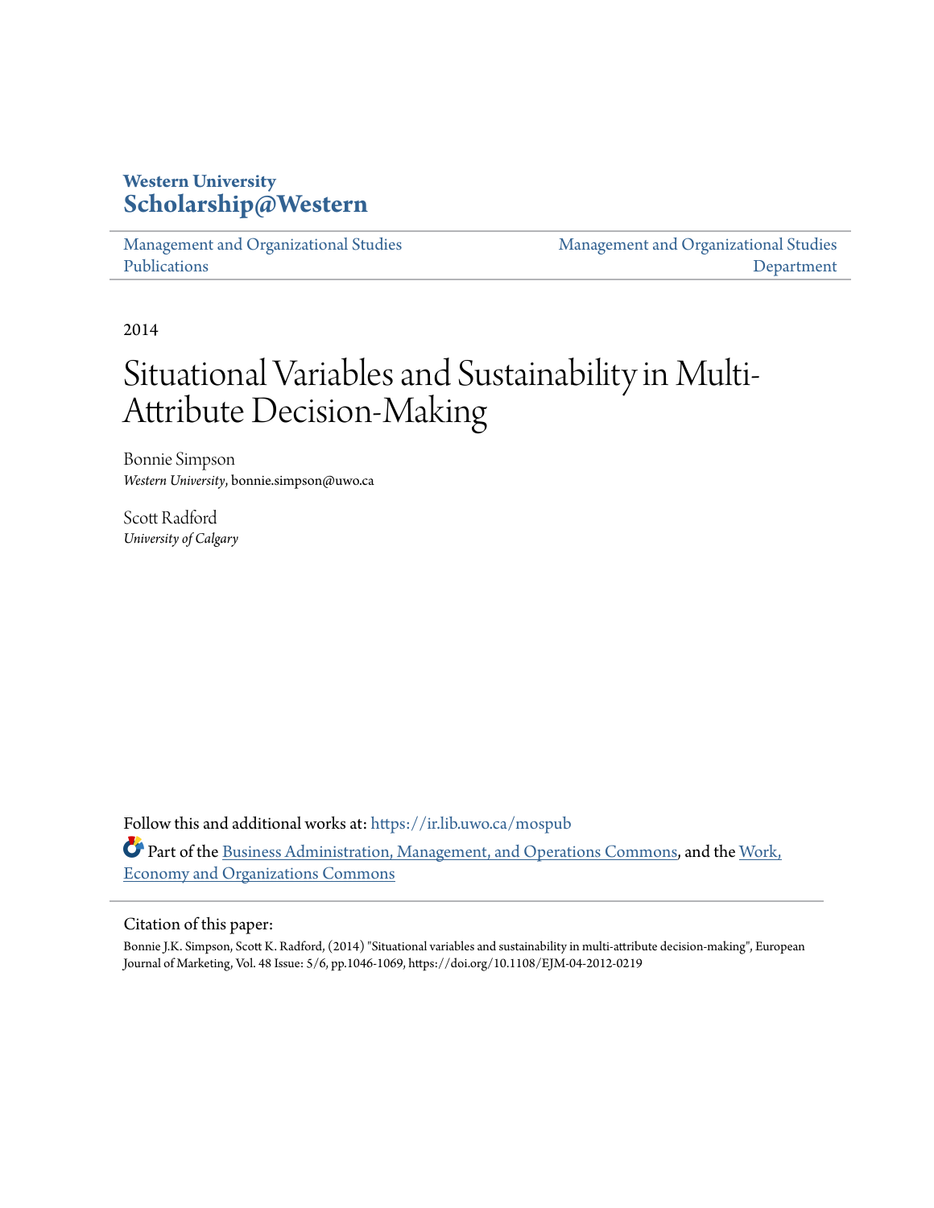**Western University**
**Scholarship@Western**

Management and Organizational Studies Publications | Management and Organizational Studies Department

2014

# Situational Variables and Sustainability in Multi-Attribute Decision-Making

Bonnie Simpson
*Western University*, bonnie.simpson@uwo.ca

Scott Radford
*University of Calgary*

Follow this and additional works at: https://ir.lib.uwo.ca/mospub

Part of the Business Administration, Management, and Operations Commons, and the Work, Economy and Organizations Commons

Citation of this paper:

Bonnie J.K. Simpson, Scott K. Radford, (2014) "Situational variables and sustainability in multi-attribute decision-making", European Journal of Marketing, Vol. 48 Issue: 5/6, pp.1046-1069, https://doi.org/10.1108/EJM-04-2012-0219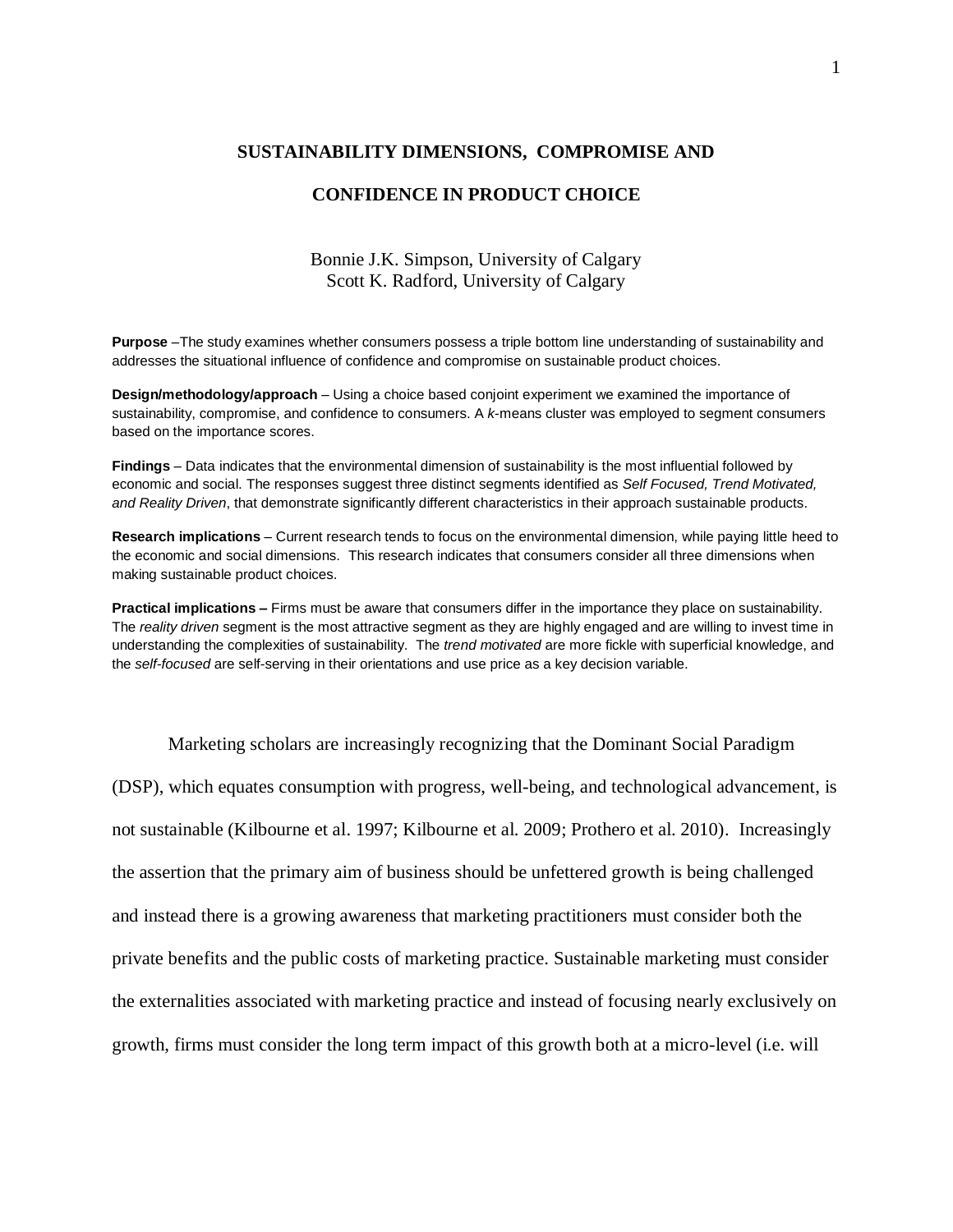# SUSTAINABILITY DIMENSIONS, COMPROMISE AND CONFIDENCE IN PRODUCT CHOICE

Bonnie J.K. Simpson, University of Calgary
Scott K. Radford, University of Calgary

**Purpose** –The study examines whether consumers possess a triple bottom line understanding of sustainability and addresses the situational influence of confidence and compromise on sustainable product choices.

**Design/methodology/approach** – Using a choice based conjoint experiment we examined the importance of sustainability, compromise, and confidence to consumers. A *k*-means cluster was employed to segment consumers based on the importance scores.

**Findings** – Data indicates that the environmental dimension of sustainability is the most influential followed by economic and social. The responses suggest three distinct segments identified as *Self Focused, Trend Motivated, and Reality Driven*, that demonstrate significantly different characteristics in their approach sustainable products.

**Research implications** – Current research tends to focus on the environmental dimension, while paying little heed to the economic and social dimensions. This research indicates that consumers consider all three dimensions when making sustainable product choices.

**Practical implications –** Firms must be aware that consumers differ in the importance they place on sustainability. The *reality driven* segment is the most attractive segment as they are highly engaged and are willing to invest time in understanding the complexities of sustainability. The *trend motivated* are more fickle with superficial knowledge, and the *self-focused* are self-serving in their orientations and use price as a key decision variable.

Marketing scholars are increasingly recognizing that the Dominant Social Paradigm (DSP), which equates consumption with progress, well-being, and technological advancement, is not sustainable (Kilbourne et al. 1997; Kilbourne et al. 2009; Prothero et al. 2010). Increasingly the assertion that the primary aim of business should be unfettered growth is being challenged and instead there is a growing awareness that marketing practitioners must consider both the private benefits and the public costs of marketing practice. Sustainable marketing must consider the externalities associated with marketing practice and instead of focusing nearly exclusively on growth, firms must consider the long term impact of this growth both at a micro-level (i.e. will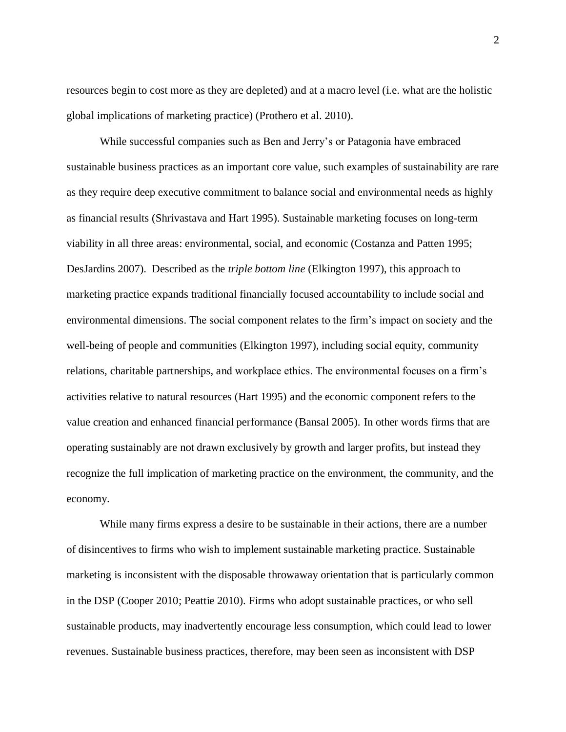resources begin to cost more as they are depleted) and at a macro level (i.e. what are the holistic global implications of marketing practice) (Prothero et al. 2010).

While successful companies such as Ben and Jerry's or Patagonia have embraced sustainable business practices as an important core value, such examples of sustainability are rare as they require deep executive commitment to balance social and environmental needs as highly as financial results (Shrivastava and Hart 1995). Sustainable marketing focuses on long-term viability in all three areas: environmental, social, and economic (Costanza and Patten 1995; DesJardins 2007). Described as the *triple bottom line* (Elkington 1997), this approach to marketing practice expands traditional financially focused accountability to include social and environmental dimensions. The social component relates to the firm's impact on society and the well-being of people and communities (Elkington 1997), including social equity, community relations, charitable partnerships, and workplace ethics. The environmental focuses on a firm's activities relative to natural resources (Hart 1995) and the economic component refers to the value creation and enhanced financial performance (Bansal 2005). In other words firms that are operating sustainably are not drawn exclusively by growth and larger profits, but instead they recognize the full implication of marketing practice on the environment, the community, and the economy.

While many firms express a desire to be sustainable in their actions, there are a number of disincentives to firms who wish to implement sustainable marketing practice. Sustainable marketing is inconsistent with the disposable throwaway orientation that is particularly common in the DSP (Cooper 2010; Peattie 2010). Firms who adopt sustainable practices, or who sell sustainable products, may inadvertently encourage less consumption, which could lead to lower revenues. Sustainable business practices, therefore, may been seen as inconsistent with DSP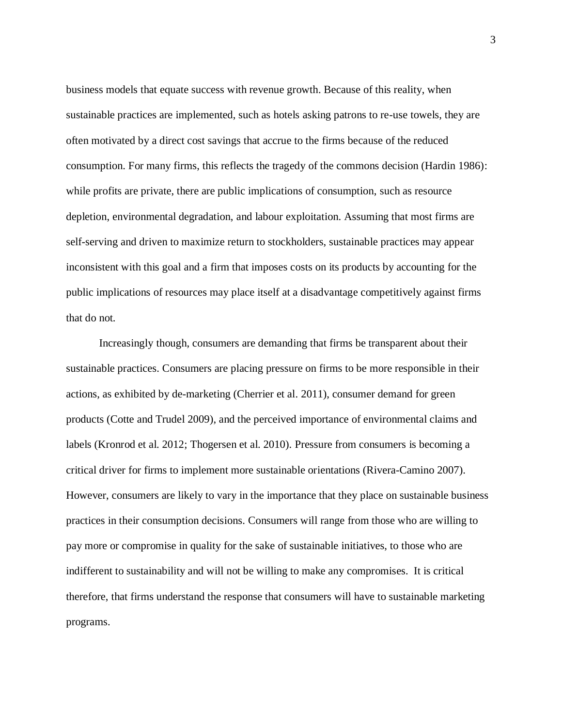business models that equate success with revenue growth. Because of this reality, when sustainable practices are implemented, such as hotels asking patrons to re-use towels, they are often motivated by a direct cost savings that accrue to the firms because of the reduced consumption. For many firms, this reflects the tragedy of the commons decision (Hardin 1986): while profits are private, there are public implications of consumption, such as resource depletion, environmental degradation, and labour exploitation. Assuming that most firms are self-serving and driven to maximize return to stockholders, sustainable practices may appear inconsistent with this goal and a firm that imposes costs on its products by accounting for the public implications of resources may place itself at a disadvantage competitively against firms that do not.

Increasingly though, consumers are demanding that firms be transparent about their sustainable practices. Consumers are placing pressure on firms to be more responsible in their actions, as exhibited by de-marketing (Cherrier et al. 2011), consumer demand for green products (Cotte and Trudel 2009), and the perceived importance of environmental claims and labels (Kronrod et al. 2012; Thogersen et al. 2010). Pressure from consumers is becoming a critical driver for firms to implement more sustainable orientations (Rivera-Camino 2007). However, consumers are likely to vary in the importance that they place on sustainable business practices in their consumption decisions. Consumers will range from those who are willing to pay more or compromise in quality for the sake of sustainable initiatives, to those who are indifferent to sustainability and will not be willing to make any compromises. It is critical therefore, that firms understand the response that consumers will have to sustainable marketing programs.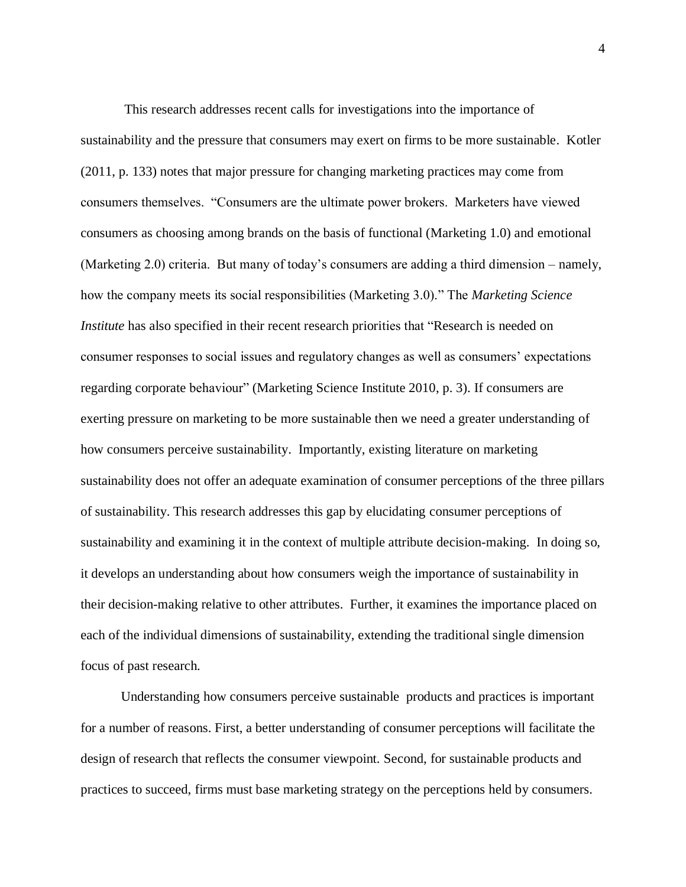This research addresses recent calls for investigations into the importance of sustainability and the pressure that consumers may exert on firms to be more sustainable. Kotler (2011, p. 133) notes that major pressure for changing marketing practices may come from consumers themselves. "Consumers are the ultimate power brokers. Marketers have viewed consumers as choosing among brands on the basis of functional (Marketing 1.0) and emotional (Marketing 2.0) criteria. But many of today's consumers are adding a third dimension – namely, how the company meets its social responsibilities (Marketing 3.0)." The *Marketing Science Institute* has also specified in their recent research priorities that "Research is needed on consumer responses to social issues and regulatory changes as well as consumers' expectations regarding corporate behaviour" (Marketing Science Institute 2010, p. 3). If consumers are exerting pressure on marketing to be more sustainable then we need a greater understanding of how consumers perceive sustainability. Importantly, existing literature on marketing sustainability does not offer an adequate examination of consumer perceptions of the three pillars of sustainability. This research addresses this gap by elucidating consumer perceptions of sustainability and examining it in the context of multiple attribute decision-making. In doing so, it develops an understanding about how consumers weigh the importance of sustainability in their decision-making relative to other attributes. Further, it examines the importance placed on each of the individual dimensions of sustainability, extending the traditional single dimension focus of past research.

Understanding how consumers perceive sustainable products and practices is important for a number of reasons. First, a better understanding of consumer perceptions will facilitate the design of research that reflects the consumer viewpoint. Second, for sustainable products and practices to succeed, firms must base marketing strategy on the perceptions held by consumers.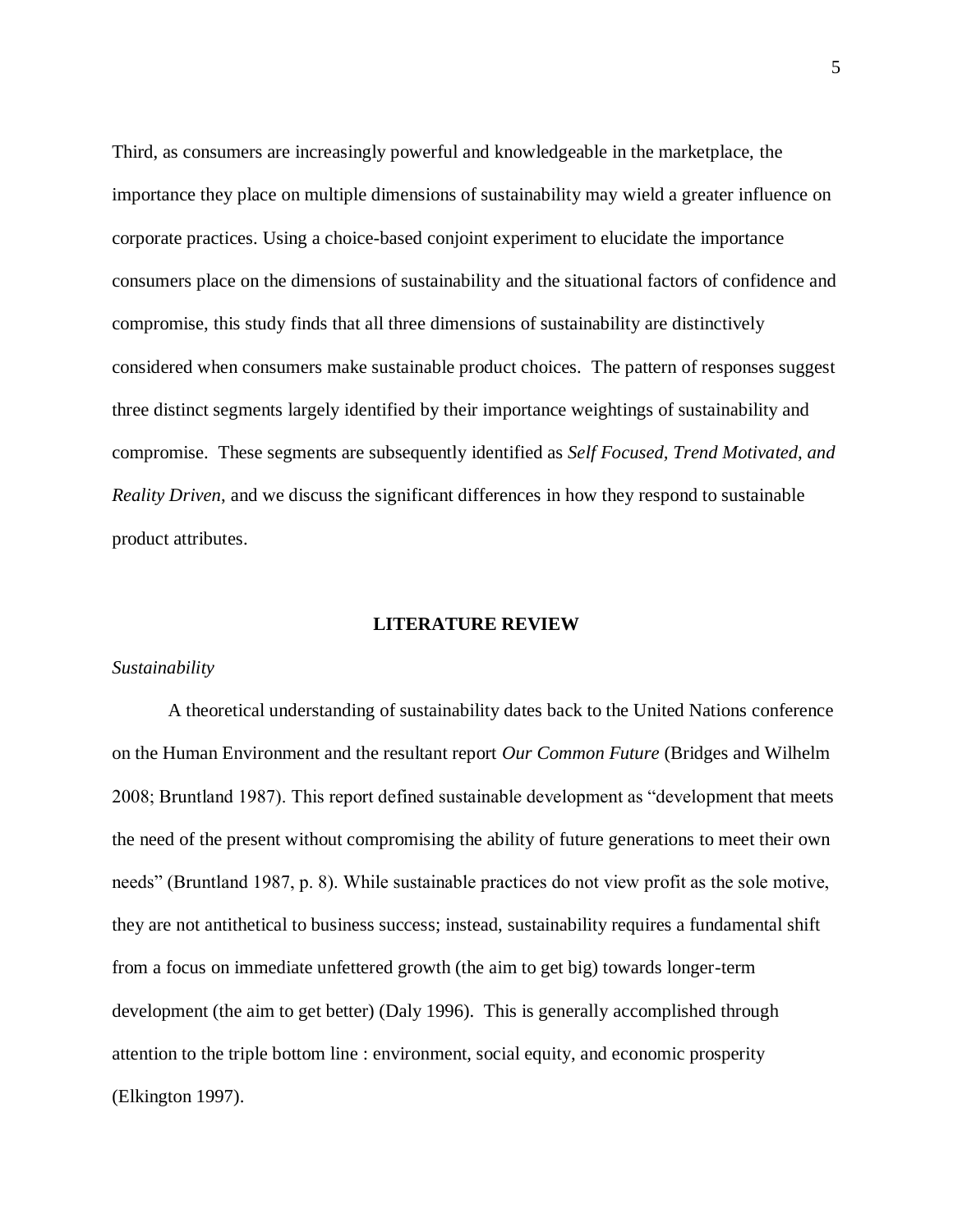Third, as consumers are increasingly powerful and knowledgeable in the marketplace, the importance they place on multiple dimensions of sustainability may wield a greater influence on corporate practices. Using a choice-based conjoint experiment to elucidate the importance consumers place on the dimensions of sustainability and the situational factors of confidence and compromise, this study finds that all three dimensions of sustainability are distinctively considered when consumers make sustainable product choices. The pattern of responses suggest three distinct segments largely identified by their importance weightings of sustainability and compromise. These segments are subsequently identified as *Self Focused, Trend Motivated, and Reality Driven*, and we discuss the significant differences in how they respond to sustainable product attributes.

## LITERATURE REVIEW

### *Sustainability*

A theoretical understanding of sustainability dates back to the United Nations conference on the Human Environment and the resultant report *Our Common Future* (Bridges and Wilhelm 2008; Bruntland 1987). This report defined sustainable development as "development that meets the need of the present without compromising the ability of future generations to meet their own needs" (Bruntland 1987, p. 8). While sustainable practices do not view profit as the sole motive, they are not antithetical to business success; instead, sustainability requires a fundamental shift from a focus on immediate unfettered growth (the aim to get big) towards longer-term development (the aim to get better) (Daly 1996). This is generally accomplished through attention to the triple bottom line : environment, social equity, and economic prosperity (Elkington 1997).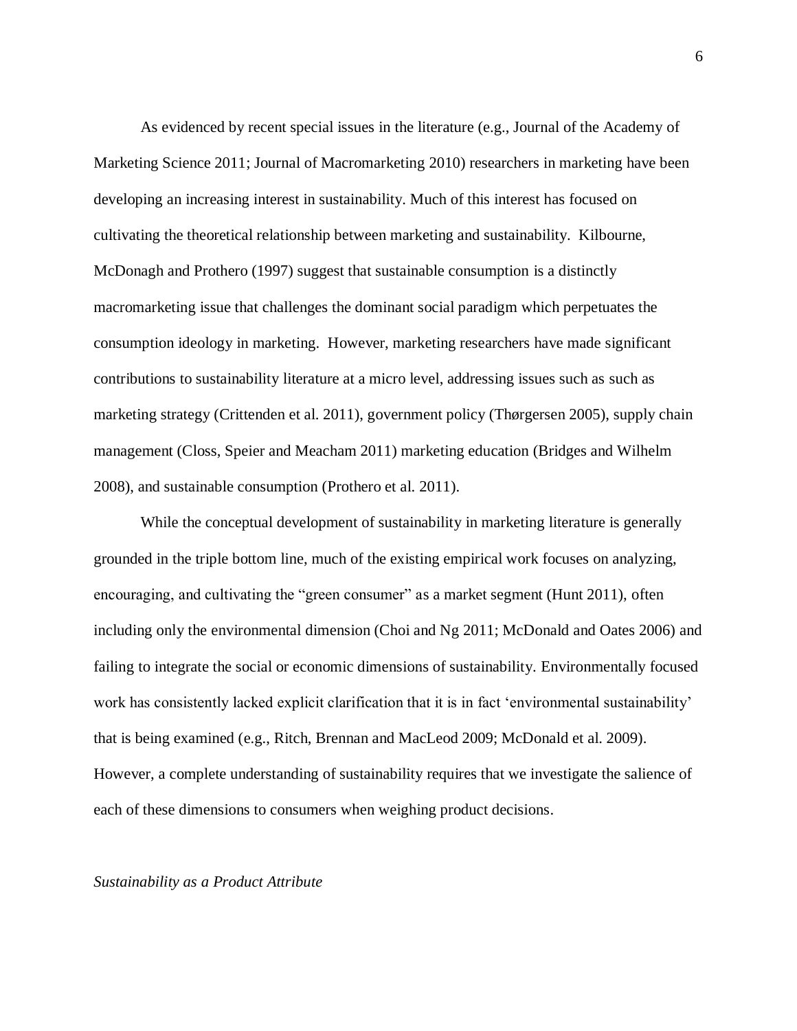As evidenced by recent special issues in the literature (e.g., Journal of the Academy of Marketing Science 2011; Journal of Macromarketing 2010) researchers in marketing have been developing an increasing interest in sustainability. Much of this interest has focused on cultivating the theoretical relationship between marketing and sustainability. Kilbourne, McDonagh and Prothero (1997) suggest that sustainable consumption is a distinctly macromarketing issue that challenges the dominant social paradigm which perpetuates the consumption ideology in marketing. However, marketing researchers have made significant contributions to sustainability literature at a micro level, addressing issues such as such as marketing strategy (Crittenden et al. 2011), government policy (Thørgersen 2005), supply chain management (Closs, Speier and Meacham 2011) marketing education (Bridges and Wilhelm 2008), and sustainable consumption (Prothero et al. 2011).

While the conceptual development of sustainability in marketing literature is generally grounded in the triple bottom line, much of the existing empirical work focuses on analyzing, encouraging, and cultivating the "green consumer" as a market segment (Hunt 2011), often including only the environmental dimension (Choi and Ng 2011; McDonald and Oates 2006) and failing to integrate the social or economic dimensions of sustainability. Environmentally focused work has consistently lacked explicit clarification that it is in fact 'environmental sustainability' that is being examined (e.g., Ritch, Brennan and MacLeod 2009; McDonald et al. 2009). However, a complete understanding of sustainability requires that we investigate the salience of each of these dimensions to consumers when weighing product decisions.

*Sustainability as a Product Attribute*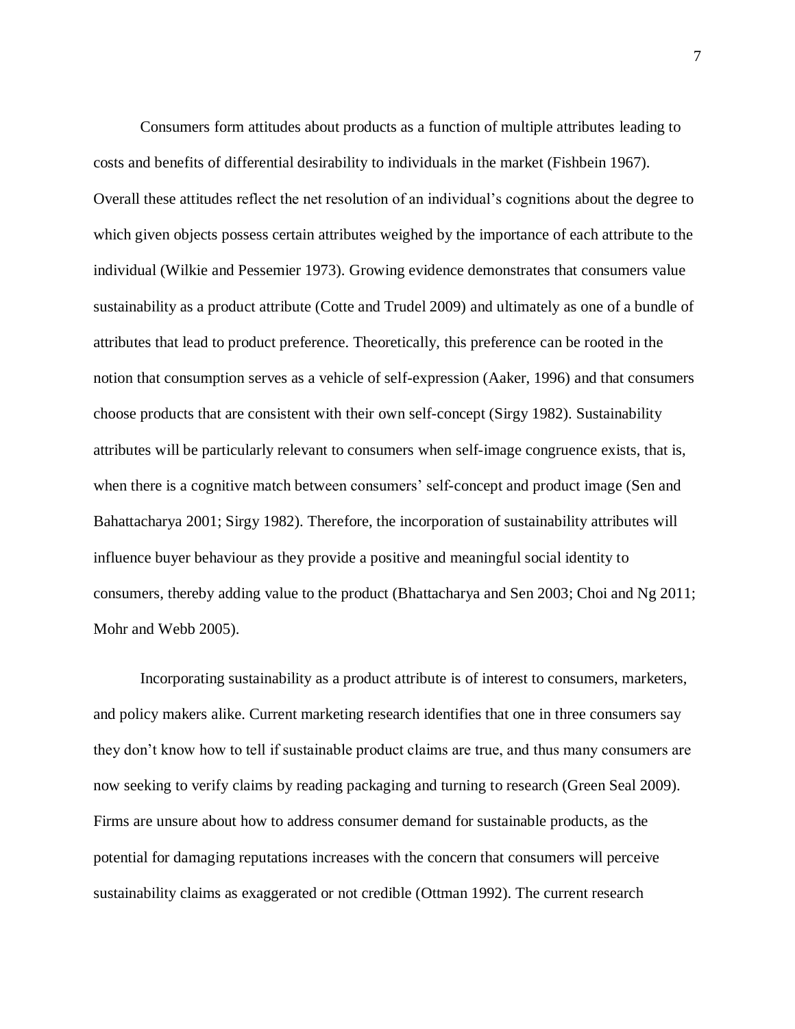Consumers form attitudes about products as a function of multiple attributes leading to costs and benefits of differential desirability to individuals in the market (Fishbein 1967). Overall these attitudes reflect the net resolution of an individual's cognitions about the degree to which given objects possess certain attributes weighed by the importance of each attribute to the individual (Wilkie and Pessemier 1973). Growing evidence demonstrates that consumers value sustainability as a product attribute (Cotte and Trudel 2009) and ultimately as one of a bundle of attributes that lead to product preference. Theoretically, this preference can be rooted in the notion that consumption serves as a vehicle of self-expression (Aaker, 1996) and that consumers choose products that are consistent with their own self-concept (Sirgy 1982). Sustainability attributes will be particularly relevant to consumers when self-image congruence exists, that is, when there is a cognitive match between consumers' self-concept and product image (Sen and Bahattacharya 2001; Sirgy 1982). Therefore, the incorporation of sustainability attributes will influence buyer behaviour as they provide a positive and meaningful social identity to consumers, thereby adding value to the product (Bhattacharya and Sen 2003; Choi and Ng 2011; Mohr and Webb 2005).

Incorporating sustainability as a product attribute is of interest to consumers, marketers, and policy makers alike. Current marketing research identifies that one in three consumers say they don't know how to tell if sustainable product claims are true, and thus many consumers are now seeking to verify claims by reading packaging and turning to research (Green Seal 2009). Firms are unsure about how to address consumer demand for sustainable products, as the potential for damaging reputations increases with the concern that consumers will perceive sustainability claims as exaggerated or not credible (Ottman 1992). The current research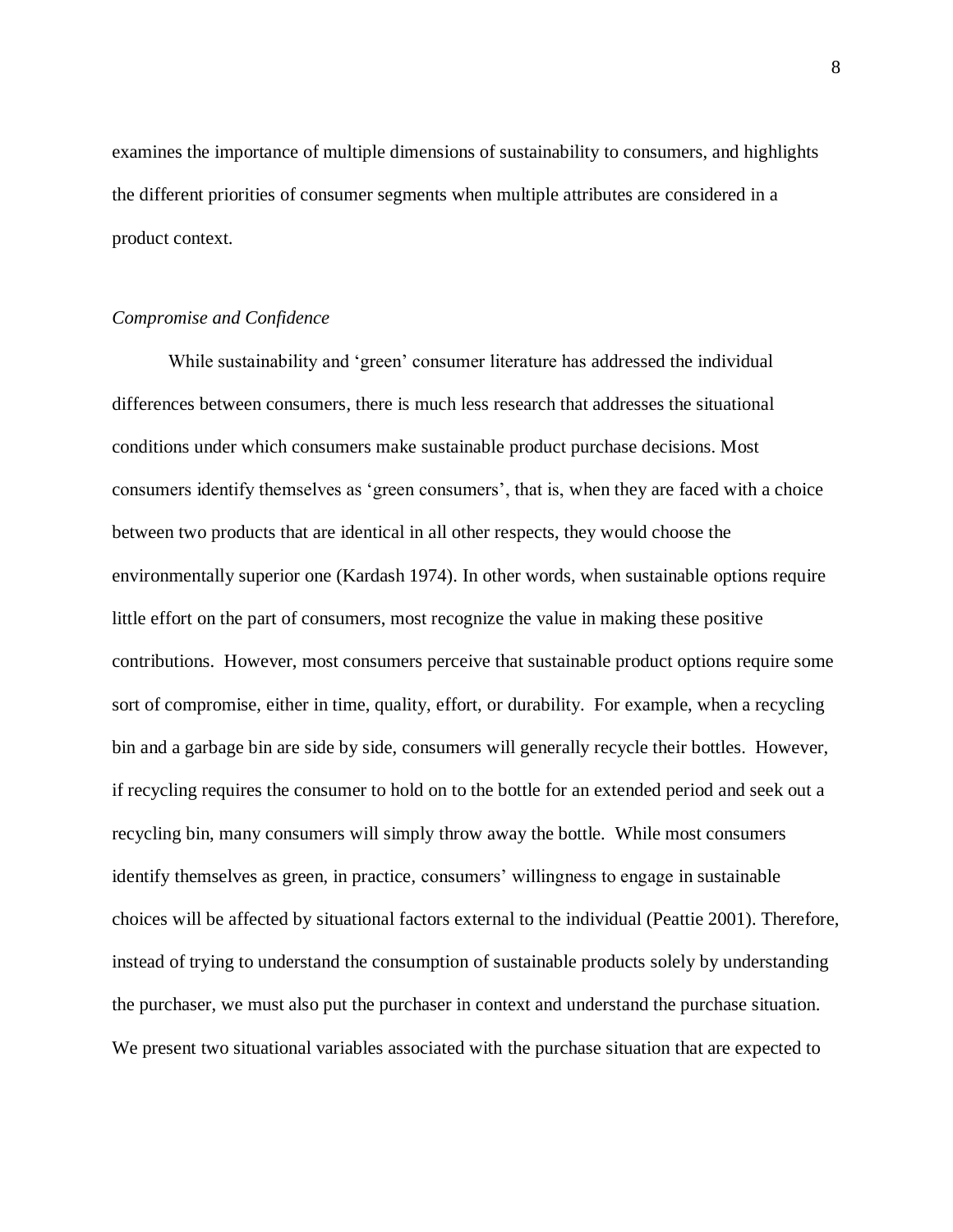examines the importance of multiple dimensions of sustainability to consumers, and highlights the different priorities of consumer segments when multiple attributes are considered in a product context.

*Compromise and Confidence*

While sustainability and 'green' consumer literature has addressed the individual differences between consumers, there is much less research that addresses the situational conditions under which consumers make sustainable product purchase decisions. Most consumers identify themselves as 'green consumers', that is, when they are faced with a choice between two products that are identical in all other respects, they would choose the environmentally superior one (Kardash 1974). In other words, when sustainable options require little effort on the part of consumers, most recognize the value in making these positive contributions. However, most consumers perceive that sustainable product options require some sort of compromise, either in time, quality, effort, or durability. For example, when a recycling bin and a garbage bin are side by side, consumers will generally recycle their bottles. However, if recycling requires the consumer to hold on to the bottle for an extended period and seek out a recycling bin, many consumers will simply throw away the bottle. While most consumers identify themselves as green, in practice, consumers' willingness to engage in sustainable choices will be affected by situational factors external to the individual (Peattie 2001). Therefore, instead of trying to understand the consumption of sustainable products solely by understanding the purchaser, we must also put the purchaser in context and understand the purchase situation. We present two situational variables associated with the purchase situation that are expected to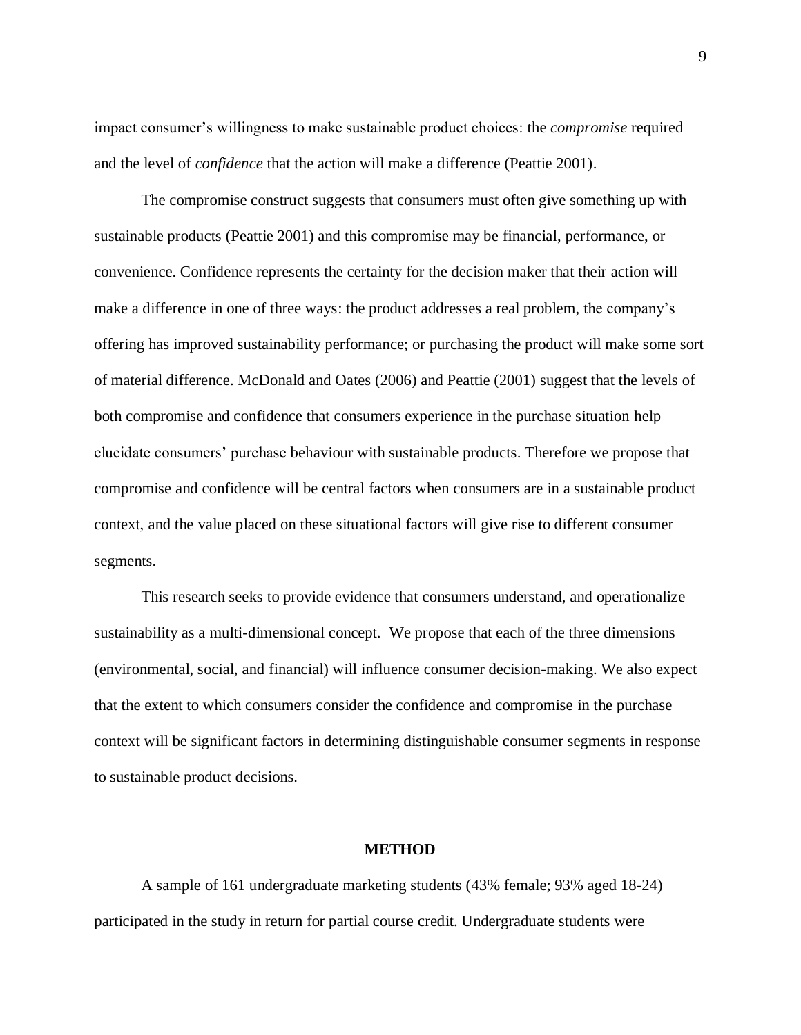impact consumer's willingness to make sustainable product choices: the *compromise* required and the level of *confidence* that the action will make a difference (Peattie 2001).

The compromise construct suggests that consumers must often give something up with sustainable products (Peattie 2001) and this compromise may be financial, performance, or convenience. Confidence represents the certainty for the decision maker that their action will make a difference in one of three ways: the product addresses a real problem, the company's offering has improved sustainability performance; or purchasing the product will make some sort of material difference. McDonald and Oates (2006) and Peattie (2001) suggest that the levels of both compromise and confidence that consumers experience in the purchase situation help elucidate consumers' purchase behaviour with sustainable products. Therefore we propose that compromise and confidence will be central factors when consumers are in a sustainable product context, and the value placed on these situational factors will give rise to different consumer segments.

This research seeks to provide evidence that consumers understand, and operationalize sustainability as a multi-dimensional concept. We propose that each of the three dimensions (environmental, social, and financial) will influence consumer decision-making. We also expect that the extent to which consumers consider the confidence and compromise in the purchase context will be significant factors in determining distinguishable consumer segments in response to sustainable product decisions.

## METHOD

A sample of 161 undergraduate marketing students (43% female; 93% aged 18-24) participated in the study in return for partial course credit. Undergraduate students were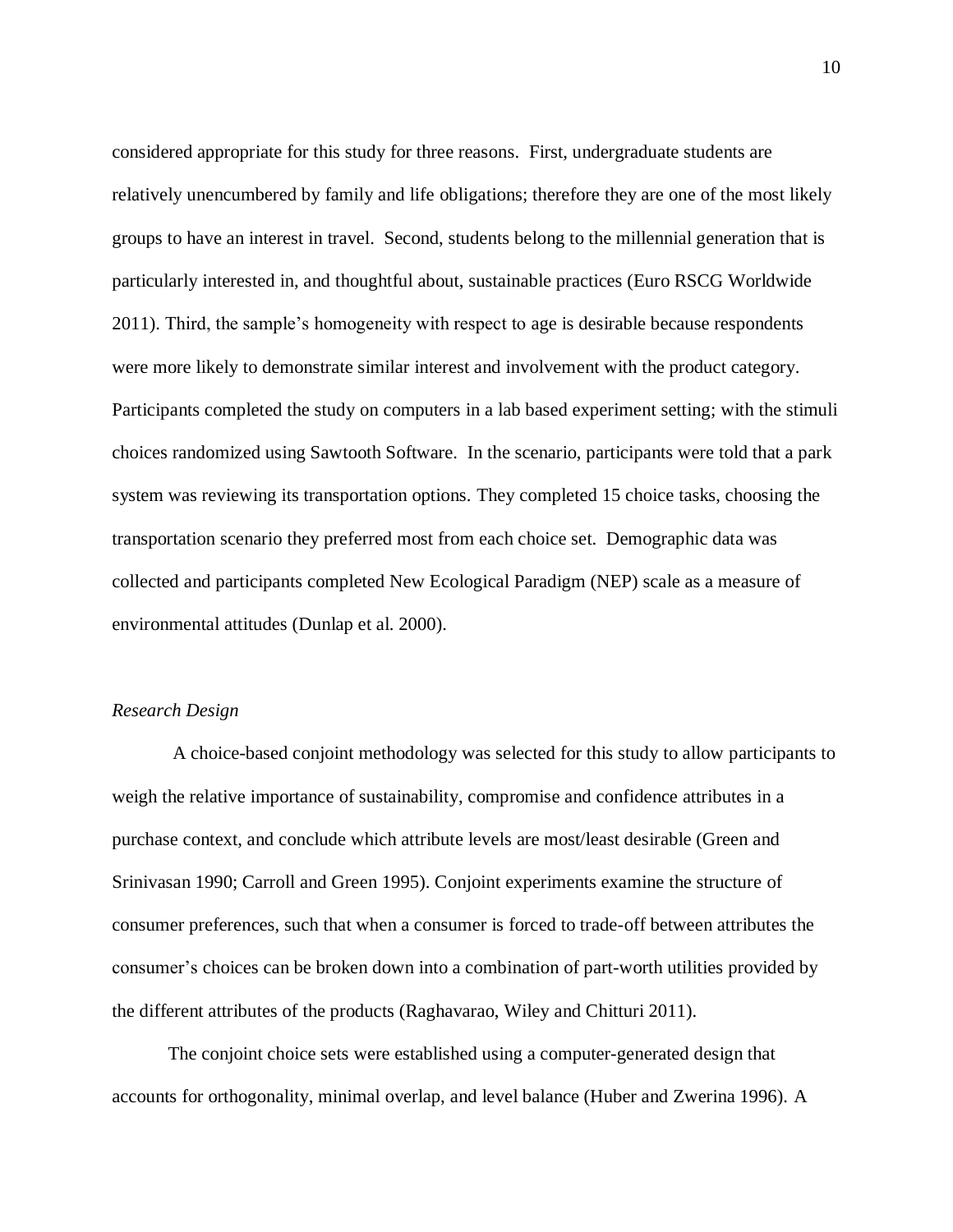considered appropriate for this study for three reasons. First, undergraduate students are relatively unencumbered by family and life obligations; therefore they are one of the most likely groups to have an interest in travel. Second, students belong to the millennial generation that is particularly interested in, and thoughtful about, sustainable practices (Euro RSCG Worldwide 2011). Third, the sample's homogeneity with respect to age is desirable because respondents were more likely to demonstrate similar interest and involvement with the product category. Participants completed the study on computers in a lab based experiment setting; with the stimuli choices randomized using Sawtooth Software. In the scenario, participants were told that a park system was reviewing its transportation options. They completed 15 choice tasks, choosing the transportation scenario they preferred most from each choice set. Demographic data was collected and participants completed New Ecological Paradigm (NEP) scale as a measure of environmental attitudes (Dunlap et al. 2000).

*Research Design*

A choice-based conjoint methodology was selected for this study to allow participants to weigh the relative importance of sustainability, compromise and confidence attributes in a purchase context, and conclude which attribute levels are most/least desirable (Green and Srinivasan 1990; Carroll and Green 1995). Conjoint experiments examine the structure of consumer preferences, such that when a consumer is forced to trade-off between attributes the consumer's choices can be broken down into a combination of part-worth utilities provided by the different attributes of the products (Raghavarao, Wiley and Chitturi 2011).

The conjoint choice sets were established using a computer-generated design that accounts for orthogonality, minimal overlap, and level balance (Huber and Zwerina 1996). A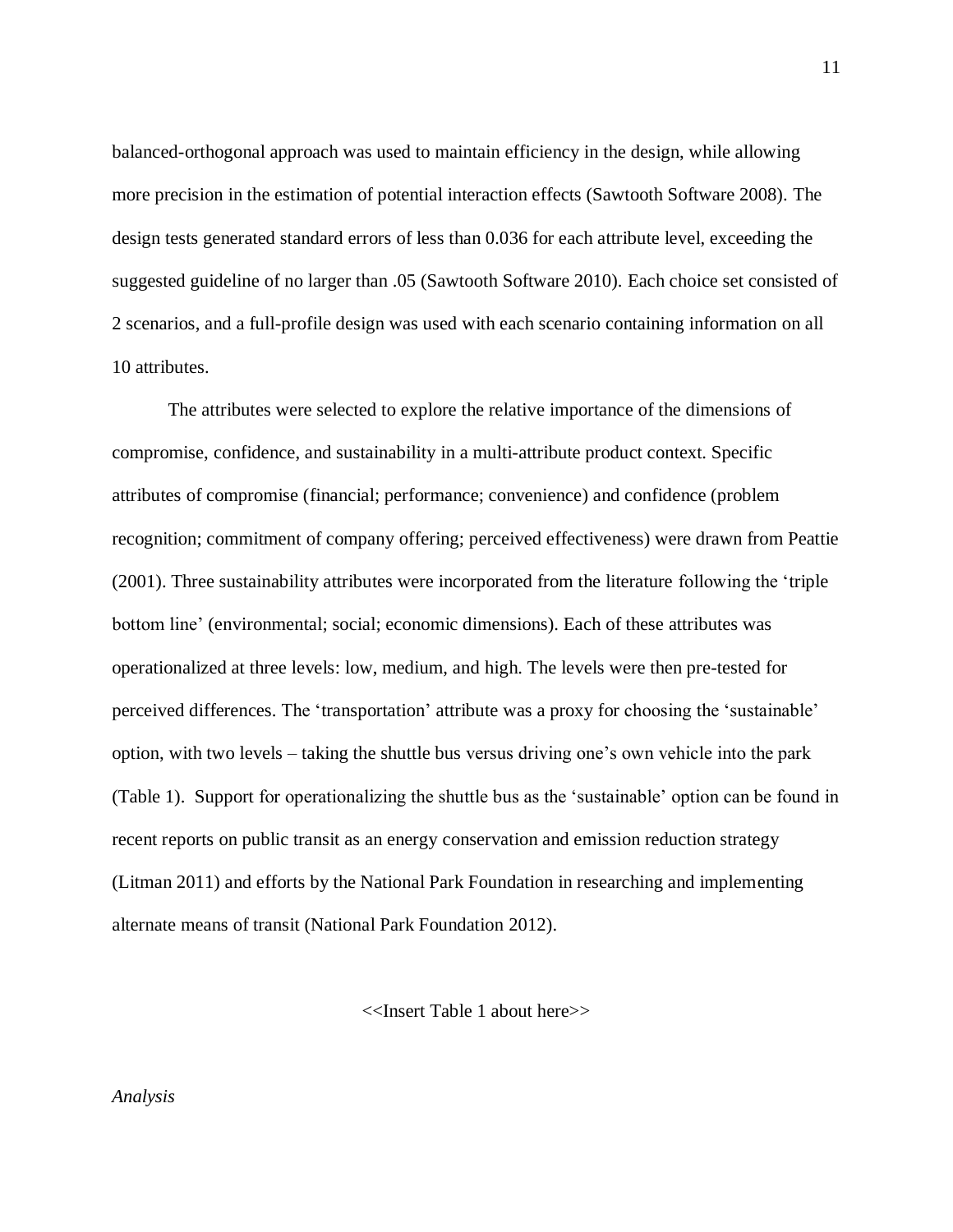balanced-orthogonal approach was used to maintain efficiency in the design, while allowing more precision in the estimation of potential interaction effects (Sawtooth Software 2008). The design tests generated standard errors of less than 0.036 for each attribute level, exceeding the suggested guideline of no larger than .05 (Sawtooth Software 2010). Each choice set consisted of 2 scenarios, and a full-profile design was used with each scenario containing information on all 10 attributes.

The attributes were selected to explore the relative importance of the dimensions of compromise, confidence, and sustainability in a multi-attribute product context. Specific attributes of compromise (financial; performance; convenience) and confidence (problem recognition; commitment of company offering; perceived effectiveness) were drawn from Peattie (2001). Three sustainability attributes were incorporated from the literature following the 'triple bottom line' (environmental; social; economic dimensions). Each of these attributes was operationalized at three levels: low, medium, and high. The levels were then pre-tested for perceived differences. The 'transportation' attribute was a proxy for choosing the 'sustainable' option, with two levels – taking the shuttle bus versus driving one's own vehicle into the park (Table 1). Support for operationalizing the shuttle bus as the 'sustainable' option can be found in recent reports on public transit as an energy conservation and emission reduction strategy (Litman 2011) and efforts by the National Park Foundation in researching and implementing alternate means of transit (National Park Foundation 2012).

<<Insert Table 1 about here>>

*Analysis*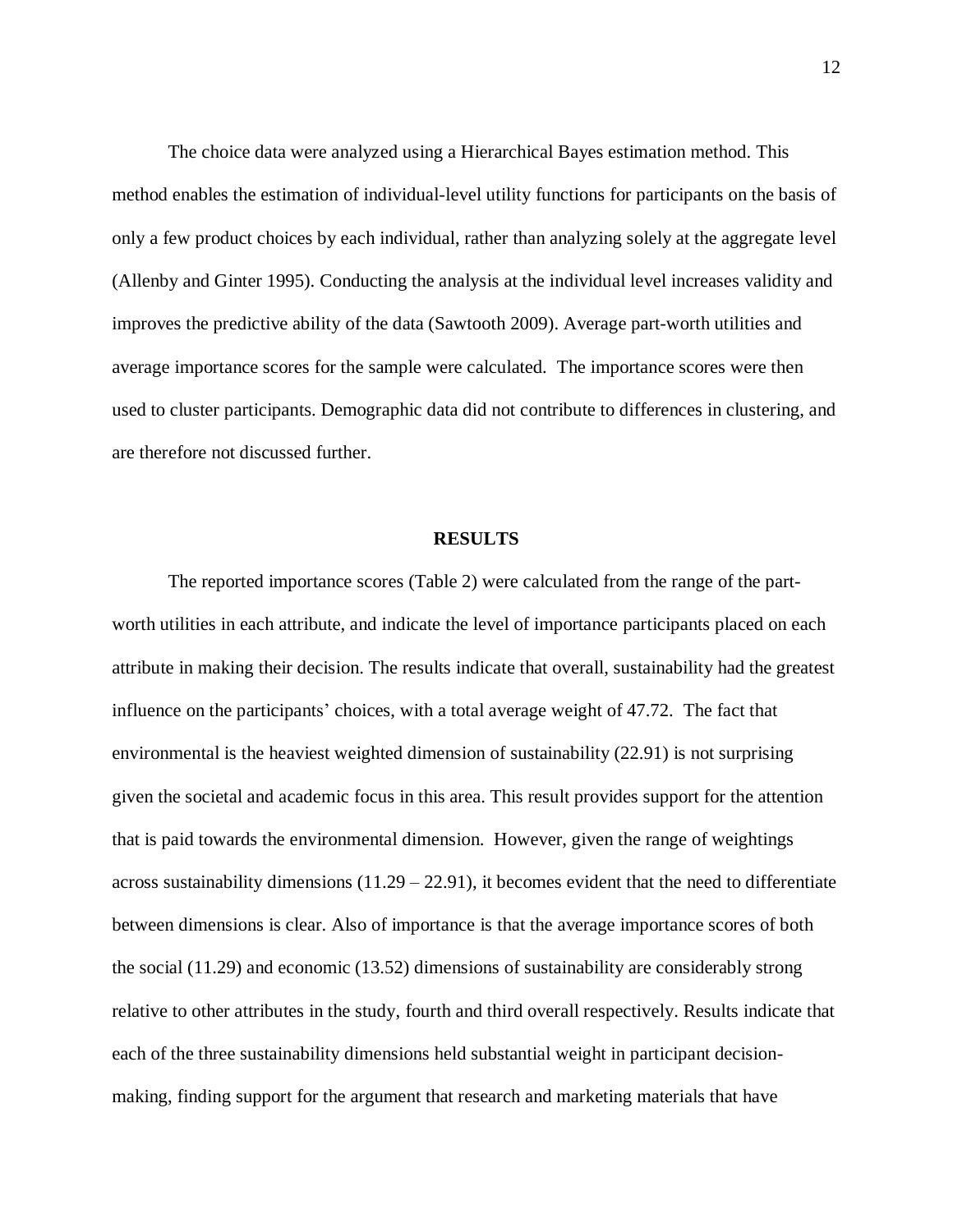The choice data were analyzed using a Hierarchical Bayes estimation method. This method enables the estimation of individual-level utility functions for participants on the basis of only a few product choices by each individual, rather than analyzing solely at the aggregate level (Allenby and Ginter 1995). Conducting the analysis at the individual level increases validity and improves the predictive ability of the data (Sawtooth 2009). Average part-worth utilities and average importance scores for the sample were calculated. The importance scores were then used to cluster participants. Demographic data did not contribute to differences in clustering, and are therefore not discussed further.

## RESULTS

The reported importance scores (Table 2) were calculated from the range of the part-worth utilities in each attribute, and indicate the level of importance participants placed on each attribute in making their decision. The results indicate that overall, sustainability had the greatest influence on the participants' choices, with a total average weight of 47.72. The fact that environmental is the heaviest weighted dimension of sustainability (22.91) is not surprising given the societal and academic focus in this area. This result provides support for the attention that is paid towards the environmental dimension. However, given the range of weightings across sustainability dimensions (11.29 – 22.91), it becomes evident that the need to differentiate between dimensions is clear. Also of importance is that the average importance scores of both the social (11.29) and economic (13.52) dimensions of sustainability are considerably strong relative to other attributes in the study, fourth and third overall respectively. Results indicate that each of the three sustainability dimensions held substantial weight in participant decision-making, finding support for the argument that research and marketing materials that have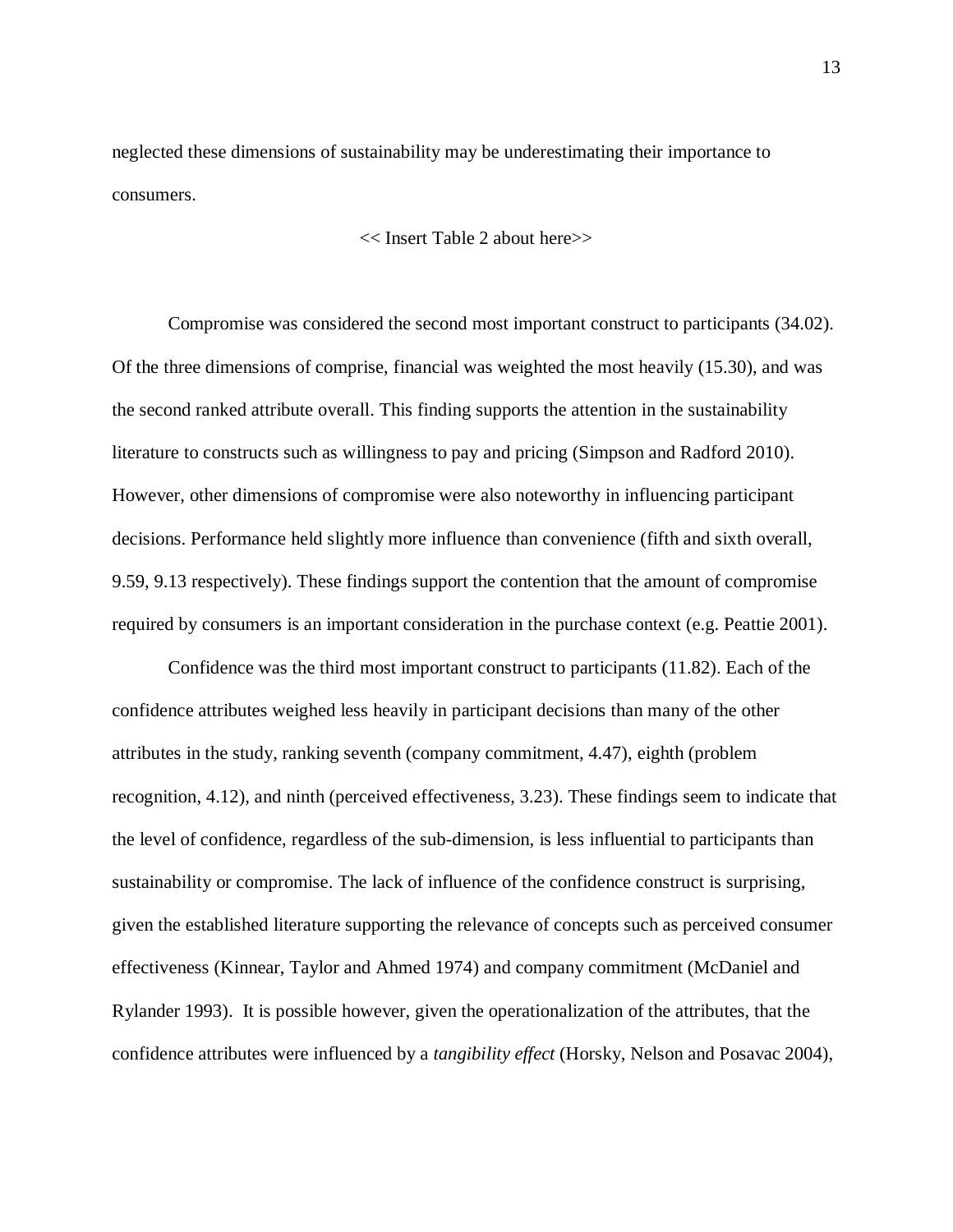neglected these dimensions of sustainability may be underestimating their importance to consumers.

<< Insert Table 2 about here>>

Compromise was considered the second most important construct to participants (34.02). Of the three dimensions of comprise, financial was weighted the most heavily (15.30), and was the second ranked attribute overall. This finding supports the attention in the sustainability literature to constructs such as willingness to pay and pricing (Simpson and Radford 2010). However, other dimensions of compromise were also noteworthy in influencing participant decisions. Performance held slightly more influence than convenience (fifth and sixth overall, 9.59, 9.13 respectively). These findings support the contention that the amount of compromise required by consumers is an important consideration in the purchase context (e.g. Peattie 2001).

Confidence was the third most important construct to participants (11.82). Each of the confidence attributes weighed less heavily in participant decisions than many of the other attributes in the study, ranking seventh (company commitment, 4.47), eighth (problem recognition, 4.12), and ninth (perceived effectiveness, 3.23). These findings seem to indicate that the level of confidence, regardless of the sub-dimension, is less influential to participants than sustainability or compromise. The lack of influence of the confidence construct is surprising, given the established literature supporting the relevance of concepts such as perceived consumer effectiveness (Kinnear, Taylor and Ahmed 1974) and company commitment (McDaniel and Rylander 1993). It is possible however, given the operationalization of the attributes, that the confidence attributes were influenced by a *tangibility effect* (Horsky, Nelson and Posavac 2004),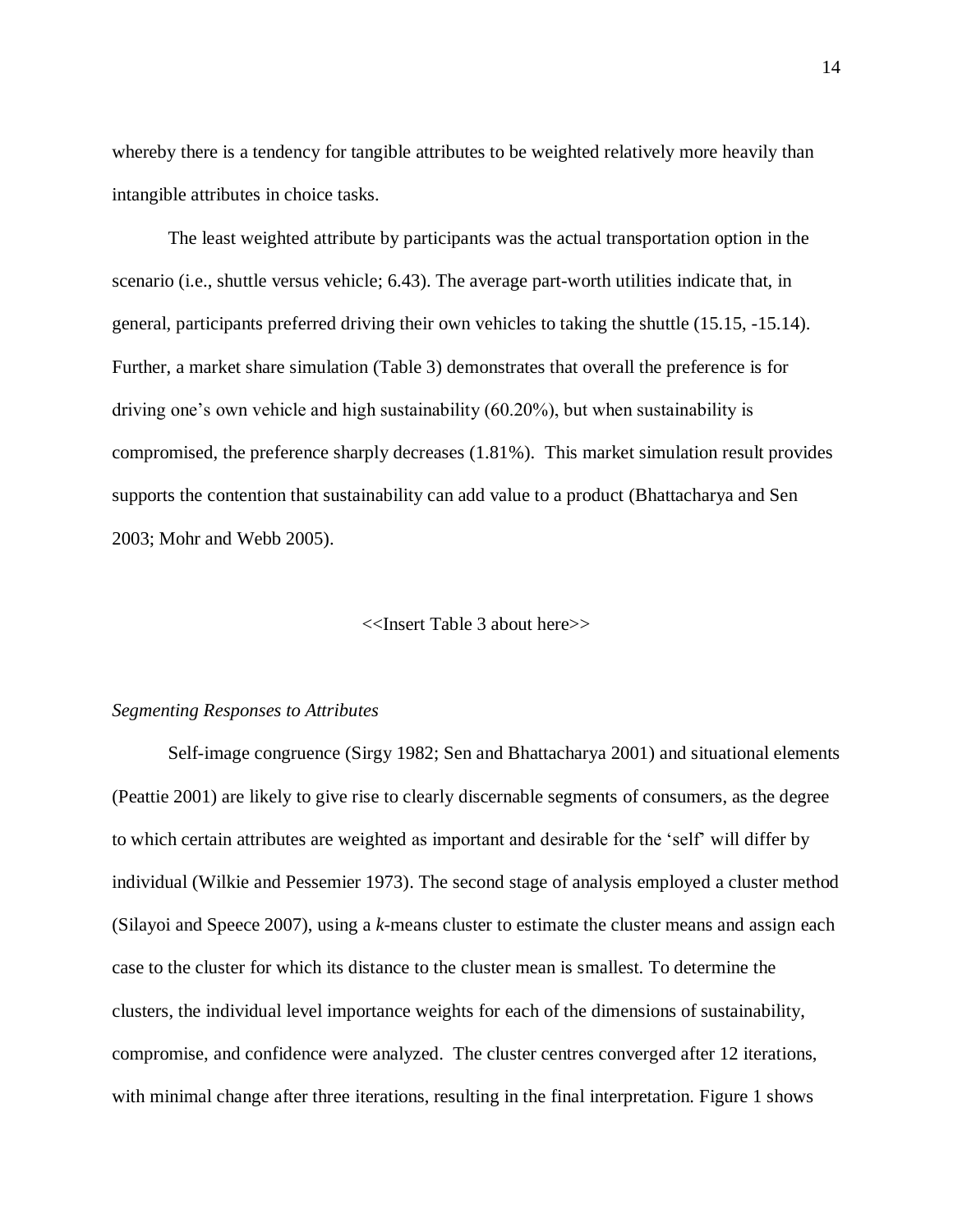whereby there is a tendency for tangible attributes to be weighted relatively more heavily than intangible attributes in choice tasks.

The least weighted attribute by participants was the actual transportation option in the scenario (i.e., shuttle versus vehicle; 6.43). The average part-worth utilities indicate that, in general, participants preferred driving their own vehicles to taking the shuttle (15.15, -15.14). Further, a market share simulation (Table 3) demonstrates that overall the preference is for driving one's own vehicle and high sustainability (60.20%), but when sustainability is compromised, the preference sharply decreases (1.81%). This market simulation result provides supports the contention that sustainability can add value to a product (Bhattacharya and Sen 2003; Mohr and Webb 2005).

<<Insert Table 3 about here>>

*Segmenting Responses to Attributes*

Self-image congruence (Sirgy 1982; Sen and Bhattacharya 2001) and situational elements (Peattie 2001) are likely to give rise to clearly discernable segments of consumers, as the degree to which certain attributes are weighted as important and desirable for the 'self' will differ by individual (Wilkie and Pessemier 1973). The second stage of analysis employed a cluster method (Silayoi and Speece 2007), using a *k*-means cluster to estimate the cluster means and assign each case to the cluster for which its distance to the cluster mean is smallest. To determine the clusters, the individual level importance weights for each of the dimensions of sustainability, compromise, and confidence were analyzed. The cluster centres converged after 12 iterations, with minimal change after three iterations, resulting in the final interpretation. Figure 1 shows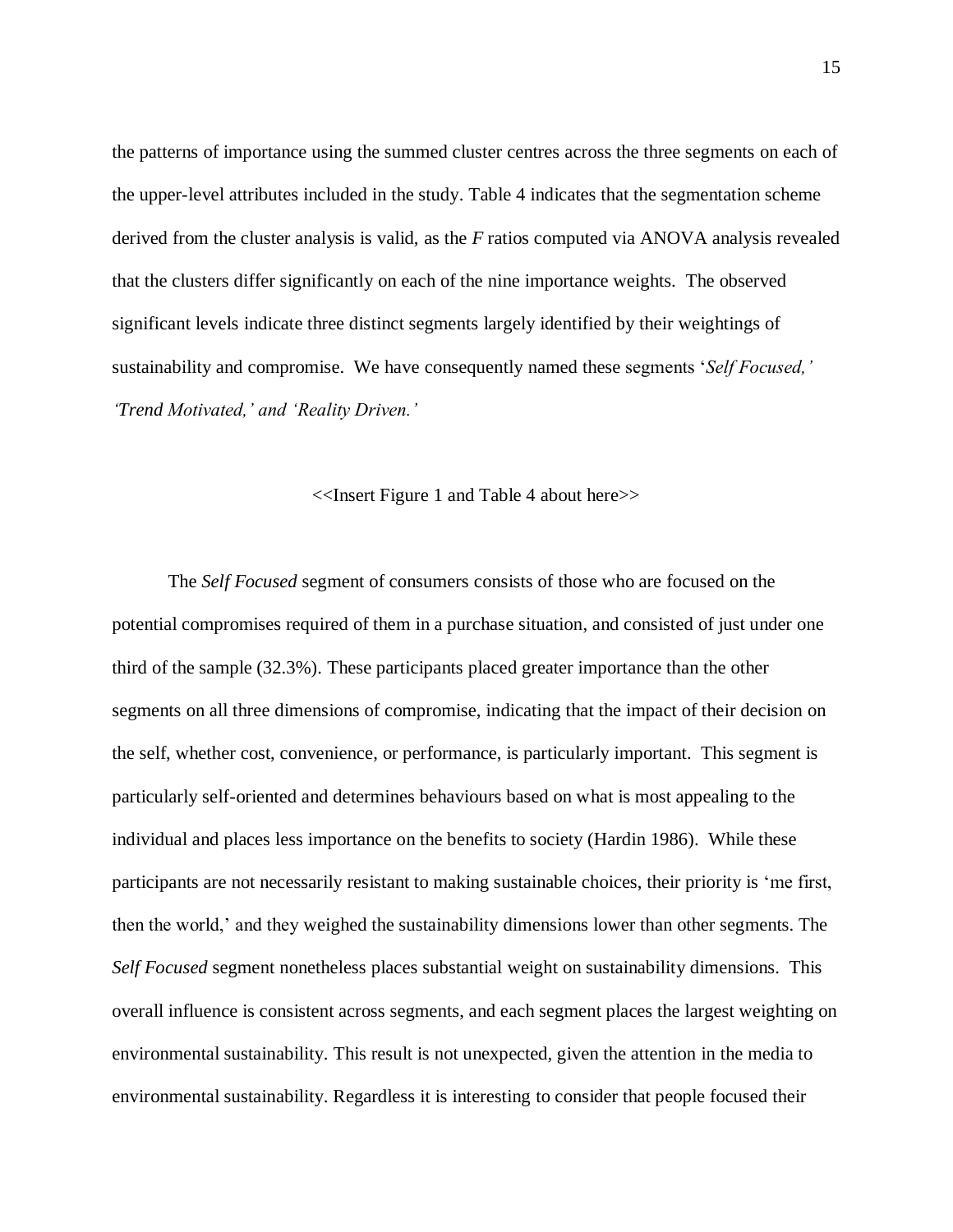the patterns of importance using the summed cluster centres across the three segments on each of the upper-level attributes included in the study. Table 4 indicates that the segmentation scheme derived from the cluster analysis is valid, as the *F* ratios computed via ANOVA analysis revealed that the clusters differ significantly on each of the nine importance weights. The observed significant levels indicate three distinct segments largely identified by their weightings of sustainability and compromise. We have consequently named these segments '*Self Focused,' 'Trend Motivated,' and 'Reality Driven.'*

<<Insert Figure 1 and Table 4 about here>>

The *Self Focused* segment of consumers consists of those who are focused on the potential compromises required of them in a purchase situation, and consisted of just under one third of the sample (32.3%). These participants placed greater importance than the other segments on all three dimensions of compromise, indicating that the impact of their decision on the self, whether cost, convenience, or performance, is particularly important. This segment is particularly self-oriented and determines behaviours based on what is most appealing to the individual and places less importance on the benefits to society (Hardin 1986). While these participants are not necessarily resistant to making sustainable choices, their priority is 'me first, then the world,' and they weighed the sustainability dimensions lower than other segments. The *Self Focused* segment nonetheless places substantial weight on sustainability dimensions. This overall influence is consistent across segments, and each segment places the largest weighting on environmental sustainability. This result is not unexpected, given the attention in the media to environmental sustainability. Regardless it is interesting to consider that people focused their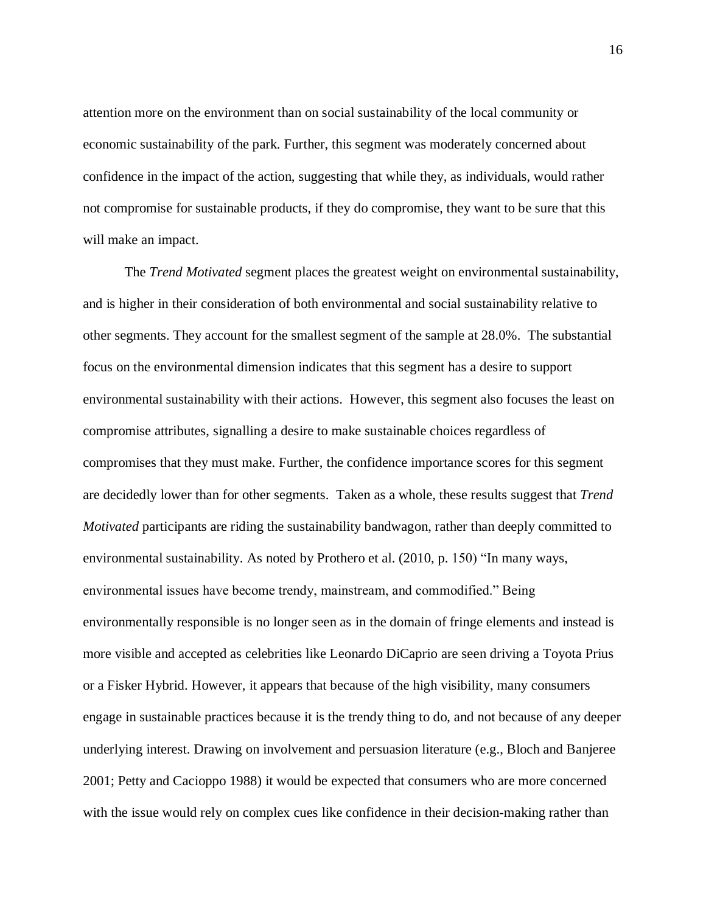attention more on the environment than on social sustainability of the local community or economic sustainability of the park. Further, this segment was moderately concerned about confidence in the impact of the action, suggesting that while they, as individuals, would rather not compromise for sustainable products, if they do compromise, they want to be sure that this will make an impact.

The *Trend Motivated* segment places the greatest weight on environmental sustainability, and is higher in their consideration of both environmental and social sustainability relative to other segments. They account for the smallest segment of the sample at 28.0%. The substantial focus on the environmental dimension indicates that this segment has a desire to support environmental sustainability with their actions. However, this segment also focuses the least on compromise attributes, signalling a desire to make sustainable choices regardless of compromises that they must make. Further, the confidence importance scores for this segment are decidedly lower than for other segments. Taken as a whole, these results suggest that *Trend Motivated* participants are riding the sustainability bandwagon, rather than deeply committed to environmental sustainability. As noted by Prothero et al. (2010, p. 150) "In many ways, environmental issues have become trendy, mainstream, and commodified." Being environmentally responsible is no longer seen as in the domain of fringe elements and instead is more visible and accepted as celebrities like Leonardo DiCaprio are seen driving a Toyota Prius or a Fisker Hybrid. However, it appears that because of the high visibility, many consumers engage in sustainable practices because it is the trendy thing to do, and not because of any deeper underlying interest. Drawing on involvement and persuasion literature (e.g., Bloch and Banjeree 2001; Petty and Cacioppo 1988) it would be expected that consumers who are more concerned with the issue would rely on complex cues like confidence in their decision-making rather than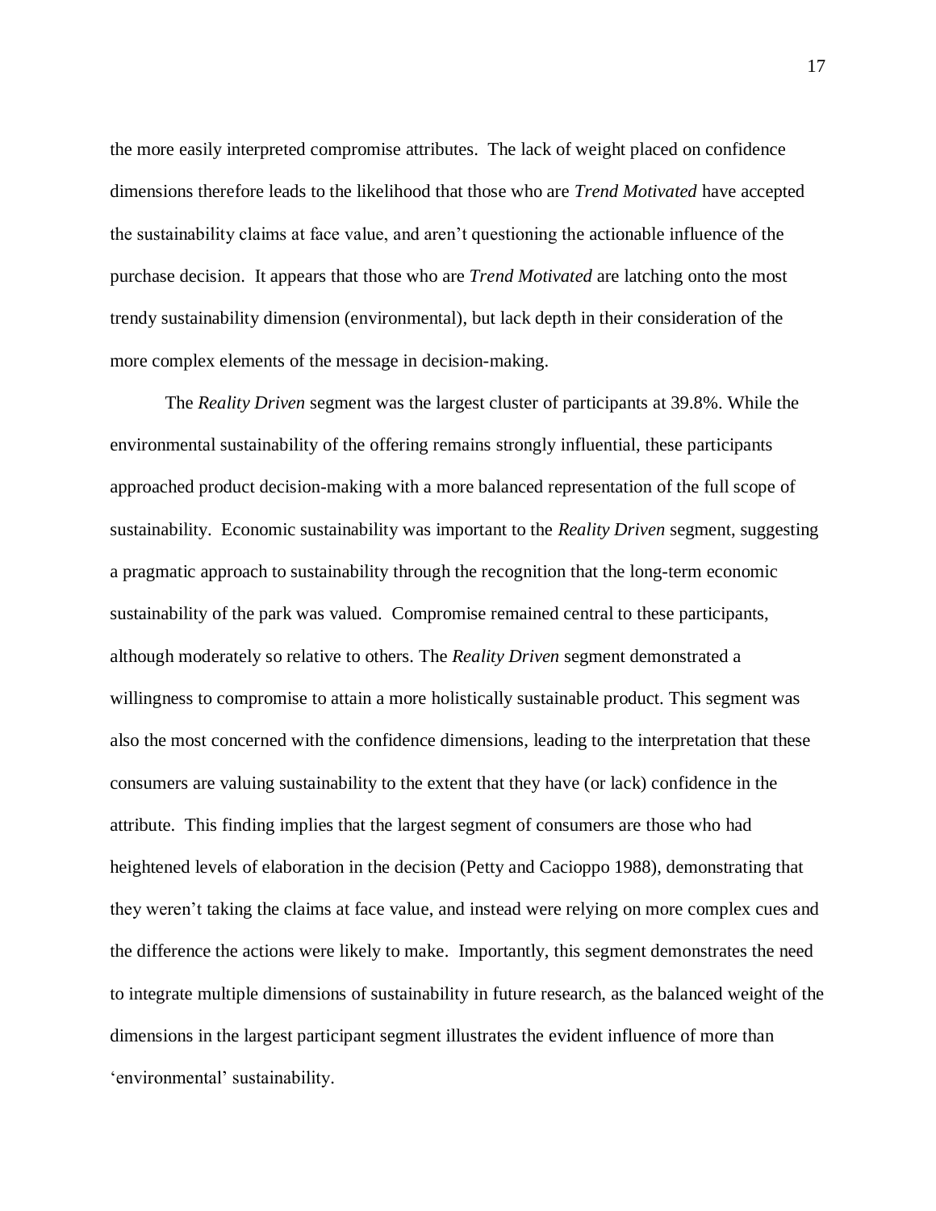the more easily interpreted compromise attributes. The lack of weight placed on confidence dimensions therefore leads to the likelihood that those who are *Trend Motivated* have accepted the sustainability claims at face value, and aren't questioning the actionable influence of the purchase decision. It appears that those who are *Trend Motivated* are latching onto the most trendy sustainability dimension (environmental), but lack depth in their consideration of the more complex elements of the message in decision-making.

The *Reality Driven* segment was the largest cluster of participants at 39.8%. While the environmental sustainability of the offering remains strongly influential, these participants approached product decision-making with a more balanced representation of the full scope of sustainability. Economic sustainability was important to the *Reality Driven* segment, suggesting a pragmatic approach to sustainability through the recognition that the long-term economic sustainability of the park was valued. Compromise remained central to these participants, although moderately so relative to others. The *Reality Driven* segment demonstrated a willingness to compromise to attain a more holistically sustainable product. This segment was also the most concerned with the confidence dimensions, leading to the interpretation that these consumers are valuing sustainability to the extent that they have (or lack) confidence in the attribute. This finding implies that the largest segment of consumers are those who had heightened levels of elaboration in the decision (Petty and Cacioppo 1988), demonstrating that they weren't taking the claims at face value, and instead were relying on more complex cues and the difference the actions were likely to make. Importantly, this segment demonstrates the need to integrate multiple dimensions of sustainability in future research, as the balanced weight of the dimensions in the largest participant segment illustrates the evident influence of more than 'environmental' sustainability.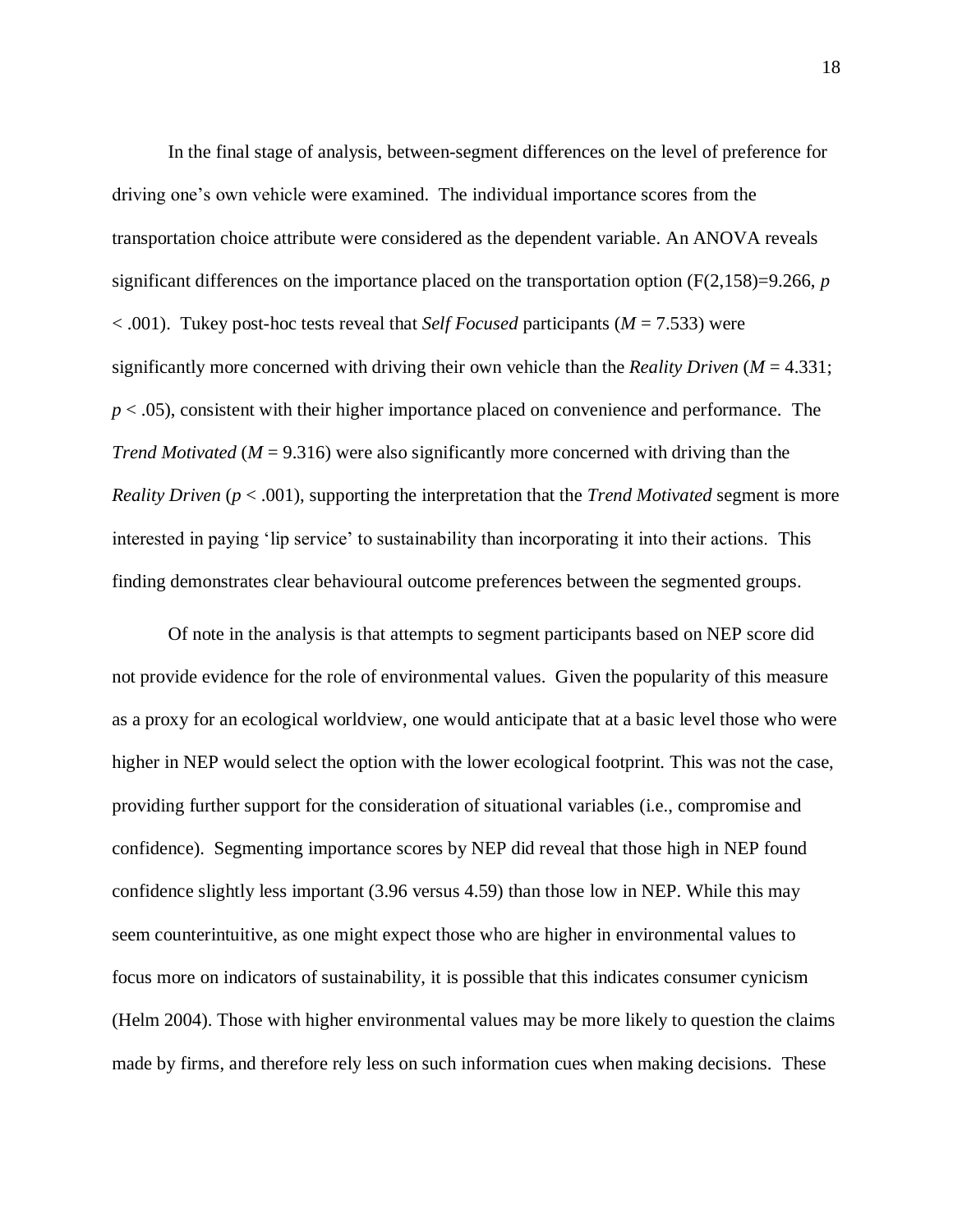In the final stage of analysis, between-segment differences on the level of preference for driving one's own vehicle were examined. The individual importance scores from the transportation choice attribute were considered as the dependent variable. An ANOVA reveals significant differences on the importance placed on the transportation option ($F(2,158)=9.266$, $p < .001$). Tukey post-hoc tests reveal that *Self Focused* participants ($M = 7.533$) were significantly more concerned with driving their own vehicle than the *Reality Driven* ($M = 4.331$; $p < .05$), consistent with their higher importance placed on convenience and performance. The *Trend Motivated* ($M = 9.316$) were also significantly more concerned with driving than the *Reality Driven* ($p < .001$), supporting the interpretation that the *Trend Motivated* segment is more interested in paying 'lip service' to sustainability than incorporating it into their actions. This finding demonstrates clear behavioural outcome preferences between the segmented groups.

Of note in the analysis is that attempts to segment participants based on NEP score did not provide evidence for the role of environmental values. Given the popularity of this measure as a proxy for an ecological worldview, one would anticipate that at a basic level those who were higher in NEP would select the option with the lower ecological footprint. This was not the case, providing further support for the consideration of situational variables (i.e., compromise and confidence). Segmenting importance scores by NEP did reveal that those high in NEP found confidence slightly less important (3.96 versus 4.59) than those low in NEP. While this may seem counterintuitive, as one might expect those who are higher in environmental values to focus more on indicators of sustainability, it is possible that this indicates consumer cynicism (Helm 2004). Those with higher environmental values may be more likely to question the claims made by firms, and therefore rely less on such information cues when making decisions. These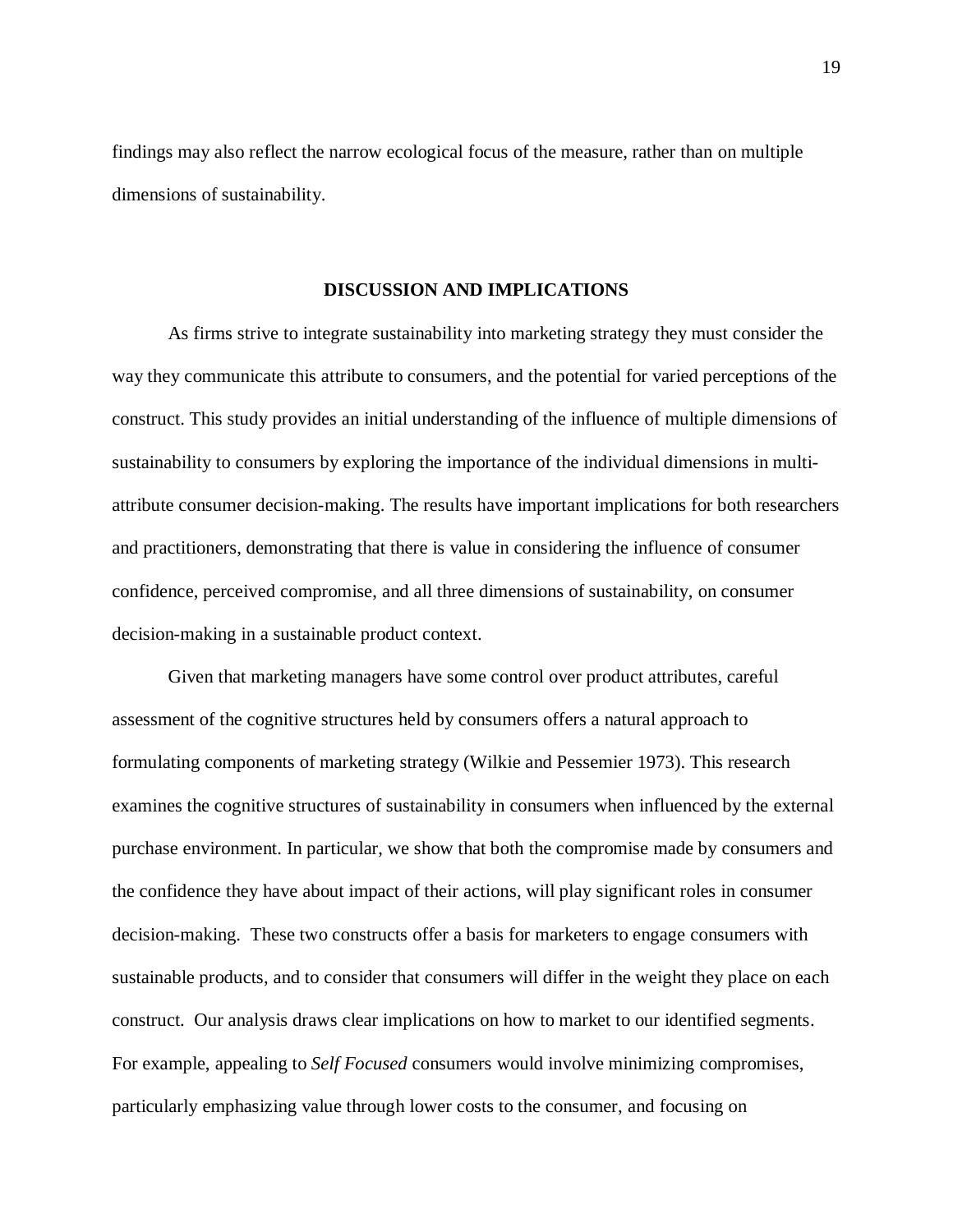findings may also reflect the narrow ecological focus of the measure, rather than on multiple dimensions of sustainability.

## DISCUSSION AND IMPLICATIONS

As firms strive to integrate sustainability into marketing strategy they must consider the way they communicate this attribute to consumers, and the potential for varied perceptions of the construct. This study provides an initial understanding of the influence of multiple dimensions of sustainability to consumers by exploring the importance of the individual dimensions in multi-attribute consumer decision-making. The results have important implications for both researchers and practitioners, demonstrating that there is value in considering the influence of consumer confidence, perceived compromise, and all three dimensions of sustainability, on consumer decision-making in a sustainable product context.

Given that marketing managers have some control over product attributes, careful assessment of the cognitive structures held by consumers offers a natural approach to formulating components of marketing strategy (Wilkie and Pessemier 1973). This research examines the cognitive structures of sustainability in consumers when influenced by the external purchase environment. In particular, we show that both the compromise made by consumers and the confidence they have about impact of their actions, will play significant roles in consumer decision-making. These two constructs offer a basis for marketers to engage consumers with sustainable products, and to consider that consumers will differ in the weight they place on each construct. Our analysis draws clear implications on how to market to our identified segments. For example, appealing to *Self Focused* consumers would involve minimizing compromises, particularly emphasizing value through lower costs to the consumer, and focusing on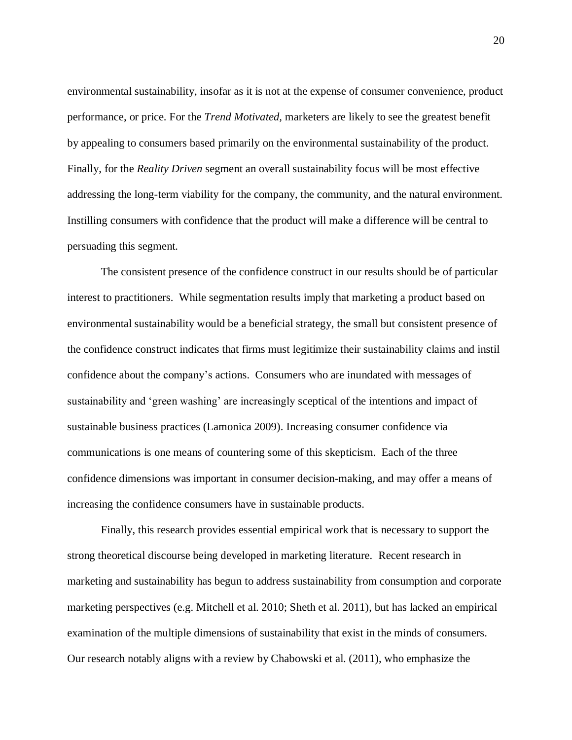environmental sustainability, insofar as it is not at the expense of consumer convenience, product performance, or price. For the *Trend Motivated*, marketers are likely to see the greatest benefit by appealing to consumers based primarily on the environmental sustainability of the product. Finally, for the *Reality Driven* segment an overall sustainability focus will be most effective addressing the long-term viability for the company, the community, and the natural environment. Instilling consumers with confidence that the product will make a difference will be central to persuading this segment.

The consistent presence of the confidence construct in our results should be of particular interest to practitioners. While segmentation results imply that marketing a product based on environmental sustainability would be a beneficial strategy, the small but consistent presence of the confidence construct indicates that firms must legitimize their sustainability claims and instil confidence about the company's actions. Consumers who are inundated with messages of sustainability and 'green washing' are increasingly sceptical of the intentions and impact of sustainable business practices (Lamonica 2009). Increasing consumer confidence via communications is one means of countering some of this skepticism. Each of the three confidence dimensions was important in consumer decision-making, and may offer a means of increasing the confidence consumers have in sustainable products.

Finally, this research provides essential empirical work that is necessary to support the strong theoretical discourse being developed in marketing literature. Recent research in marketing and sustainability has begun to address sustainability from consumption and corporate marketing perspectives (e.g. Mitchell et al. 2010; Sheth et al. 2011), but has lacked an empirical examination of the multiple dimensions of sustainability that exist in the minds of consumers. Our research notably aligns with a review by Chabowski et al. (2011), who emphasize the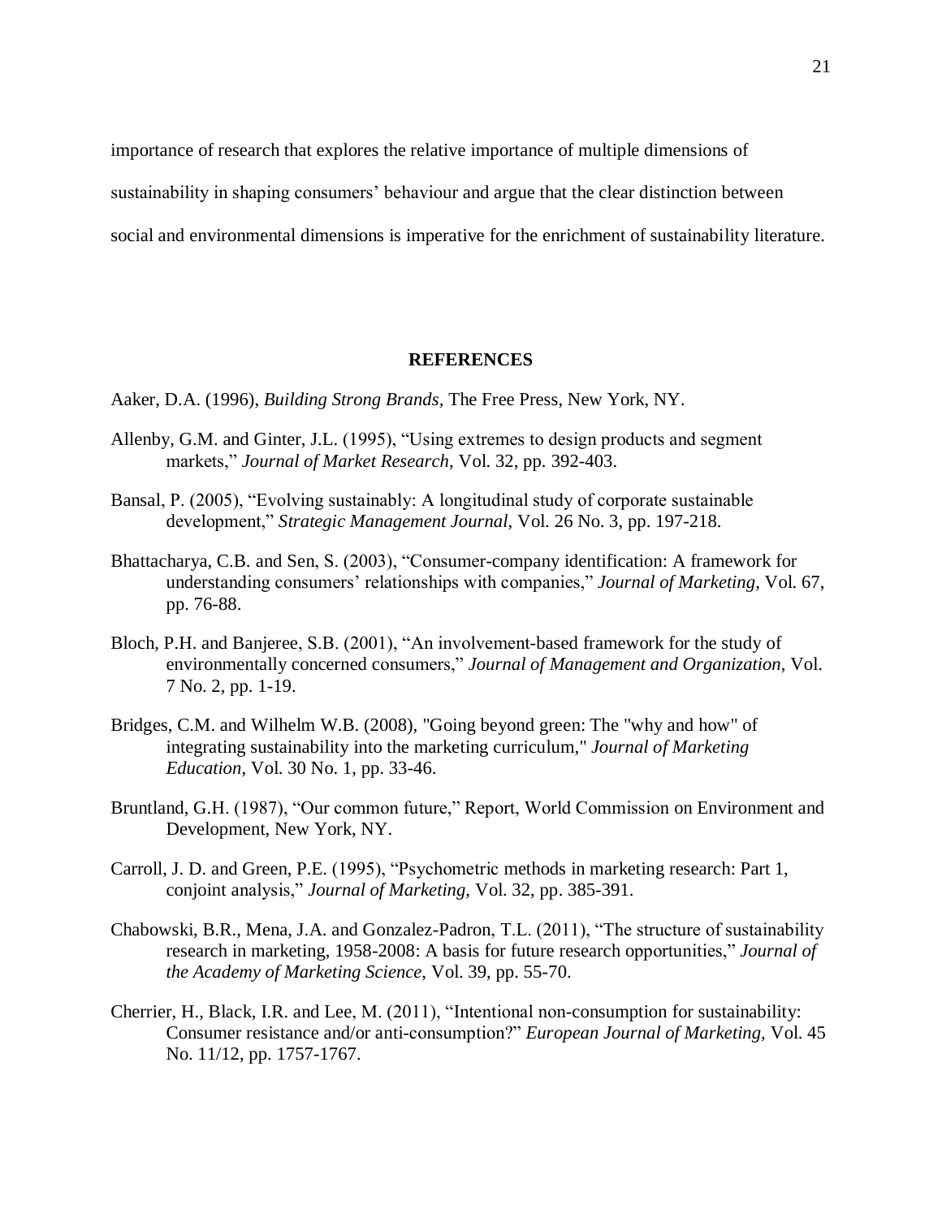importance of research that explores the relative importance of multiple dimensions of sustainability in shaping consumers' behaviour and argue that the clear distinction between social and environmental dimensions is imperative for the enrichment of sustainability literature.

## REFERENCES

Aaker, D.A. (1996), *Building Strong Brands,* The Free Press, New York, NY.

Allenby, G.M. and Ginter, J.L. (1995), "Using extremes to design products and segment markets," *Journal of Market Research,* Vol. 32, pp. 392-403.

Bansal, P. (2005), "Evolving sustainably: A longitudinal study of corporate sustainable development," *Strategic Management Journal*, Vol. 26 No. 3, pp. 197-218.

Bhattacharya, C.B. and Sen, S. (2003), "Consumer-company identification: A framework for understanding consumers' relationships with companies," *Journal of Marketing,* Vol. 67, pp. 76-88.

Bloch, P.H. and Banjeree, S.B. (2001), "An involvement-based framework for the study of environmentally concerned consumers," *Journal of Management and Organization,* Vol. 7 No. 2, pp. 1-19.

Bridges, C.M. and Wilhelm W.B. (2008), "Going beyond green: The "why and how" of integrating sustainability into the marketing curriculum," *Journal of Marketing Education*, Vol. 30 No. 1, pp. 33-46.

Bruntland, G.H. (1987), "Our common future," Report, World Commission on Environment and Development, New York, NY.

Carroll, J. D. and Green, P.E. (1995), "Psychometric methods in marketing research: Part 1, conjoint analysis," *Journal of Marketing,* Vol. 32, pp. 385-391.

Chabowski, B.R., Mena, J.A. and Gonzalez-Padron, T.L. (2011), "The structure of sustainability research in marketing, 1958-2008: A basis for future research opportunities," *Journal of the Academy of Marketing Science,* Vol. 39, pp. 55-70.

Cherrier, H., Black, I.R. and Lee, M. (2011), "Intentional non-consumption for sustainability: Consumer resistance and/or anti-consumption?" *European Journal of Marketing,* Vol. 45 No. 11/12, pp. 1757-1767.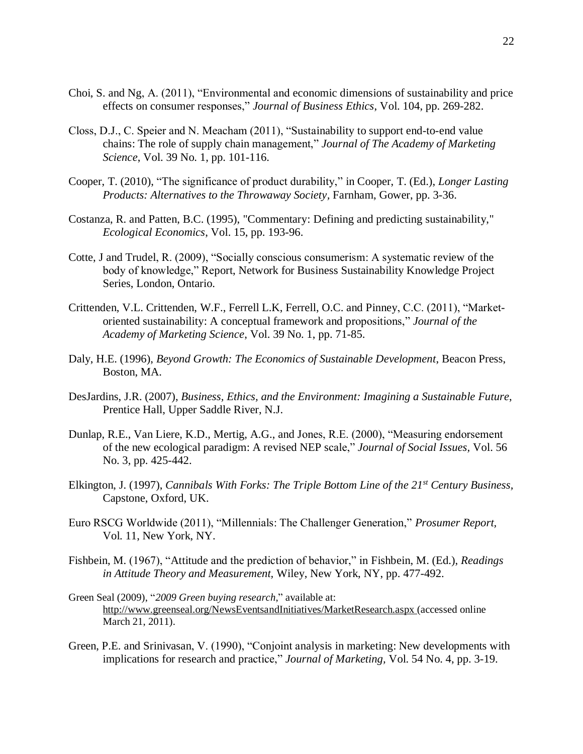Choi, S. and Ng, A. (2011), "Environmental and economic dimensions of sustainability and price effects on consumer responses," *Journal of Business Ethics*, Vol. 104, pp. 269-282.

Closs, D.J., C. Speier and N. Meacham (2011), "Sustainability to support end-to-end value chains: The role of supply chain management," *Journal of The Academy of Marketing Science*, Vol. 39 No. 1, pp. 101-116.

Cooper, T. (2010), "The significance of product durability," in Cooper, T. (Ed.), *Longer Lasting Products: Alternatives to the Throwaway Society*, Farnham, Gower, pp. 3-36.

Costanza, R. and Patten, B.C. (1995), "Commentary: Defining and predicting sustainability," *Ecological Economics*, Vol. 15, pp. 193-96.

Cotte, J and Trudel, R. (2009), "Socially conscious consumerism: A systematic review of the body of knowledge," Report, Network for Business Sustainability Knowledge Project Series, London, Ontario.

Crittenden, V.L. Crittenden, W.F., Ferrell L.K, Ferrell, O.C. and Pinney, C.C. (2011), "Market-oriented sustainability: A conceptual framework and propositions," *Journal of the Academy of Marketing Science*, Vol. 39 No. 1, pp. 71-85.

Daly, H.E. (1996), *Beyond Growth: The Economics of Sustainable Development*, Beacon Press, Boston, MA.

DesJardins, J.R. (2007), *Business, Ethics, and the Environment: Imagining a Sustainable Future*, Prentice Hall, Upper Saddle River, N.J.

Dunlap, R.E., Van Liere, K.D., Mertig, A.G., and Jones, R.E. (2000), "Measuring endorsement of the new ecological paradigm: A revised NEP scale," *Journal of Social Issues*, Vol. 56 No. 3, pp. 425-442.

Elkington, J. (1997), *Cannibals With Forks: The Triple Bottom Line of the 21st Century Business*, Capstone, Oxford, UK.

Euro RSCG Worldwide (2011), "Millennials: The Challenger Generation," *Prosumer Report*, Vol. 11, New York, NY.

Fishbein, M. (1967), "Attitude and the prediction of behavior," in Fishbein, M. (Ed.), *Readings in Attitude Theory and Measurement*, Wiley, New York, NY, pp. 477-492.

Green Seal (2009), "*2009 Green buying research*," available at: http://www.greenseal.org/NewsEventsandInitiatives/MarketResearch.aspx (accessed online March 21, 2011).

Green, P.E. and Srinivasan, V. (1990), "Conjoint analysis in marketing: New developments with implications for research and practice," *Journal of Marketing*, Vol. 54 No. 4, pp. 3-19.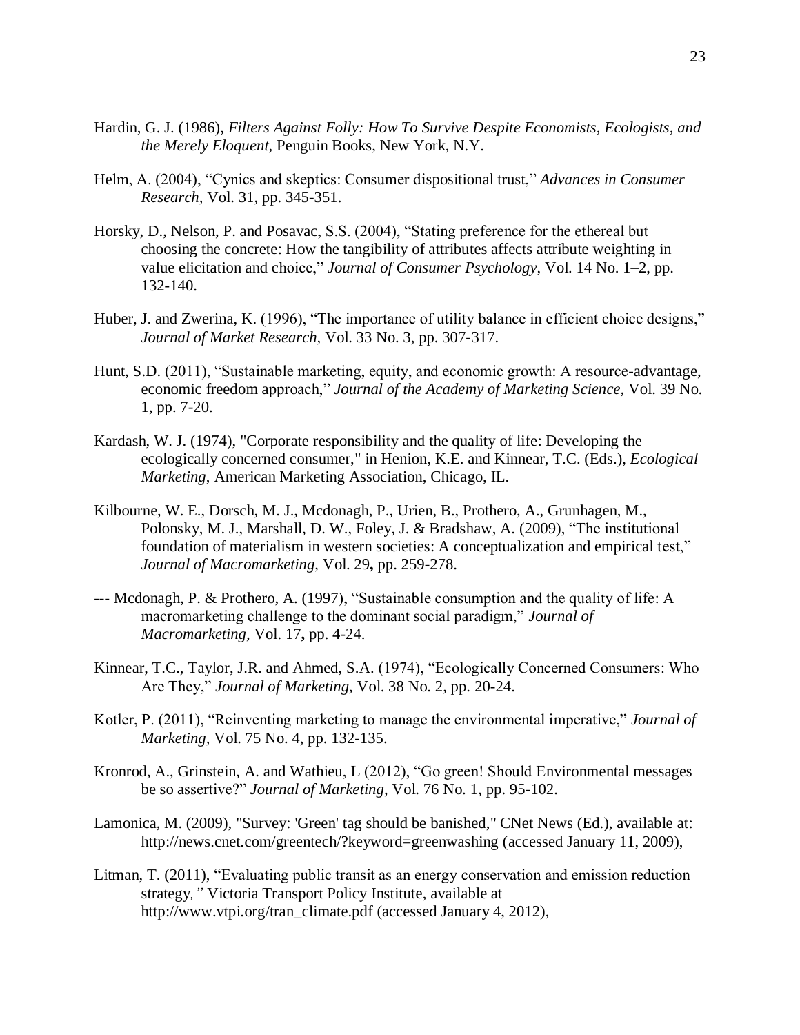Hardin, G. J. (1986), *Filters Against Folly: How To Survive Despite Economists, Ecologists, and the Merely Eloquent,* Penguin Books, New York, N.Y.

Helm, A. (2004), "Cynics and skeptics: Consumer dispositional trust," *Advances in Consumer Research,* Vol. 31, pp. 345-351.

Horsky, D., Nelson, P. and Posavac, S.S. (2004), "Stating preference for the ethereal but choosing the concrete: How the tangibility of attributes affects attribute weighting in value elicitation and choice," *Journal of Consumer Psychology*, Vol. 14 No. 1–2, pp. 132-140.

Huber, J. and Zwerina, K. (1996), "The importance of utility balance in efficient choice designs," *Journal of Market Research,* Vol. 33 No. 3, pp. 307-317.

Hunt, S.D. (2011), "Sustainable marketing, equity, and economic growth: A resource-advantage, economic freedom approach," *Journal of the Academy of Marketing Science,* Vol. 39 No. 1, pp. 7-20.

Kardash, W. J. (1974), "Corporate responsibility and the quality of life: Developing the ecologically concerned consumer," in Henion, K.E. and Kinnear, T.C. (Eds.), *Ecological Marketing*, American Marketing Association, Chicago, IL.

Kilbourne, W. E., Dorsch, M. J., Mcdonagh, P., Urien, B., Prothero, A., Grunhagen, M., Polonsky, M. J., Marshall, D. W., Foley, J. & Bradshaw, A. (2009), "The institutional foundation of materialism in western societies: A conceptualization and empirical test," *Journal of Macromarketing,* Vol. 29**,** pp. 259-278.

--- Mcdonagh, P. & Prothero, A. (1997), "Sustainable consumption and the quality of life: A macromarketing challenge to the dominant social paradigm," *Journal of Macromarketing,* Vol. 17**,** pp. 4-24.

Kinnear, T.C., Taylor, J.R. and Ahmed, S.A. (1974), "Ecologically Concerned Consumers: Who Are They," *Journal of Marketing,* Vol. 38 No. 2, pp. 20-24.

Kotler, P. (2011), "Reinventing marketing to manage the environmental imperative," *Journal of Marketing,* Vol. 75 No. 4, pp. 132-135.

Kronrod, A., Grinstein, A. and Wathieu, L (2012), "Go green! Should Environmental messages be so assertive?" *Journal of Marketing*, Vol. 76 No. 1, pp. 95-102.

Lamonica, M. (2009), "Survey: 'Green' tag should be banished," CNet News (Ed.), available at: http://news.cnet.com/greentech/?keyword=greenwashing (accessed January 11, 2009),

Litman, T. (2011), "Evaluating public transit as an energy conservation and emission reduction strategy*,"* Victoria Transport Policy Institute, available at http://www.vtpi.org/tran_climate.pdf (accessed January 4, 2012),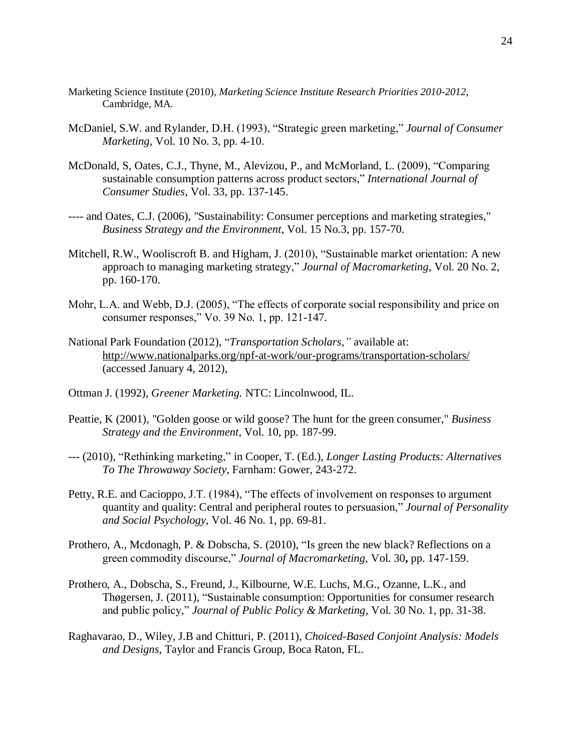Marketing Science Institute (2010), *Marketing Science Institute Research Priorities 2010-2012*, Cambridge, MA.

McDaniel, S.W. and Rylander, D.H. (1993), "Strategic green marketing," *Journal of Consumer Marketing,* Vol. 10 No. 3, pp. 4-10.

McDonald, S, Oates, C.J., Thyne, M., Alevizou, P., and McMorland, L. (2009), "Comparing sustainable consumption patterns across product sectors," *International Journal of Consumer Studies*, Vol. 33, pp. 137-145.

---- and Oates, C.J. (2006), "Sustainability: Consumer perceptions and marketing strategies," *Business Strategy and the Environment*, Vol. 15 No.3, pp. 157-70.

Mitchell, R.W., Wooliscroft B. and Higham, J. (2010), "Sustainable market orientation: A new approach to managing marketing strategy," *Journal of Macromarketing*, Vol. 20 No. 2, pp. 160-170.

Mohr, L.A. and Webb, D.J. (2005), "The effects of corporate social responsibility and price on consumer responses," Vo. 39 No. 1, pp. 121-147.

National Park Foundation (2012), "*Transportation Scholars,"* available at: http://www.nationalparks.org/npf-at-work/our-programs/transportation-scholars/ (accessed January 4, 2012),

Ottman J. (1992), *Greener Marketing.* NTC: Lincolnwood, IL.

Peattie, K (2001), "Golden goose or wild goose? The hunt for the green consumer," *Business Strategy and the Environment*, Vol. 10, pp. 187-99.

--- (2010), "Rethinking marketing," in Cooper, T. (Ed.), *Longer Lasting Products: Alternatives To The Throwaway Society,* Farnham: Gower, 243-272.

Petty, R.E. and Cacioppo, J.T. (1984), "The effects of involvement on responses to argument quantity and quality: Central and peripheral routes to persuasion," *Journal of Personality and Social Psychology,* Vol. 46 No. 1, pp. 69-81.

Prothero, A., Mcdonagh, P. & Dobscha, S. (2010), "Is green the new black? Reflections on a green commodity discourse," *Journal of Macromarketing,* Vol. 30**,** pp. 147-159.

Prothero, A., Dobscha, S., Freund, J., Kilbourne, W.E. Luchs, M.G., Ozanne, L.K., and Thøgersen, J. (2011), "Sustainable consumption: Opportunities for consumer research and public policy," *Journal of Public Policy & Marketing*, Vol. 30 No. 1, pp. 31-38.

Raghavarao, D., Wiley, J.B and Chitturi, P. (2011), *Choiced-Based Conjoint Analysis: Models and Designs*, Taylor and Francis Group, Boca Raton, FL.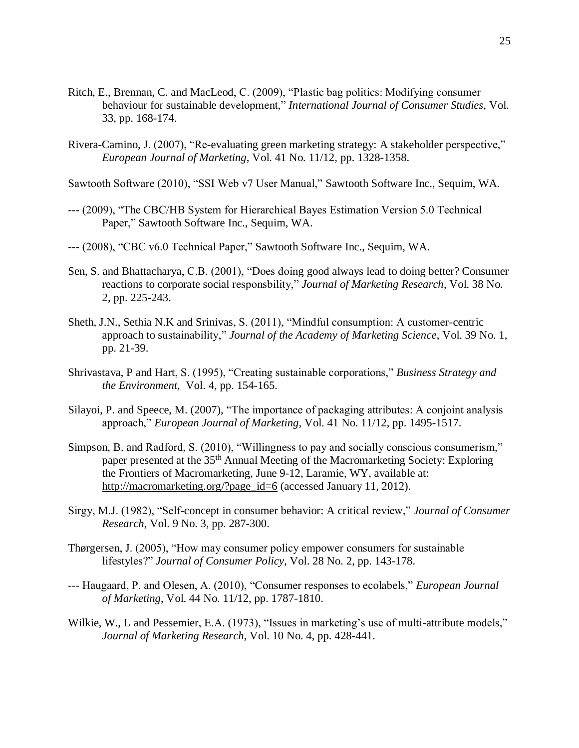Ritch, E., Brennan, C. and MacLeod, C. (2009), "Plastic bag politics: Modifying consumer behaviour for sustainable development," *International Journal of Consumer Studies,* Vol. 33, pp. 168-174.

Rivera-Camino, J. (2007), "Re-evaluating green marketing strategy: A stakeholder perspective," *European Journal of Marketing,* Vol. 41 No. 11/12, pp. 1328-1358.

Sawtooth Software (2010), "SSI Web v7 User Manual," Sawtooth Software Inc., Sequim, WA.

--- (2009), "The CBC/HB System for Hierarchical Bayes Estimation Version 5.0 Technical Paper," Sawtooth Software Inc., Sequim, WA.

--- (2008), "CBC v6.0 Technical Paper," Sawtooth Software Inc., Sequim, WA.

Sen, S. and Bhattacharya, C.B. (2001), "Does doing good always lead to doing better? Consumer reactions to corporate social responsbility," *Journal of Marketing Research*, Vol. 38 No. 2, pp. 225-243.

Sheth, J.N., Sethia N.K and Srinivas, S. (2011), "Mindful consumption: A customer-centric approach to sustainability," *Journal of the Academy of Marketing Science*, Vol. 39 No. 1, pp. 21-39.

Shrivastava, P and Hart, S. (1995), "Creating sustainable corporations," *Business Strategy and the Environment,* Vol. 4, pp. 154-165.

Silayoi, P. and Speece, M. (2007), "The importance of packaging attributes: A conjoint analysis approach," *European Journal of Marketing,* Vol. 41 No. 11/12, pp. 1495-1517.

Simpson, B. and Radford, S. (2010), "Willingness to pay and socially conscious consumerism," paper presented at the 35th Annual Meeting of the Macromarketing Society: Exploring the Frontiers of Macromarketing, June 9-12, Laramie, WY, available at: http://macromarketing.org/?page_id=6 (accessed January 11, 2012).

Sirgy, M.J. (1982), "Self-concept in consumer behavior: A critical review," *Journal of Consumer Research*, Vol. 9 No. 3, pp. 287-300.

Thørgersen, J. (2005), "How may consumer policy empower consumers for sustainable lifestyles?" *Journal of Consumer Policy*, Vol. 28 No. 2, pp. 143-178.

--- Haugaard, P. and Olesen, A. (2010), "Consumer responses to ecolabels," *European Journal of Marketing,* Vol. 44 No. 11/12, pp. 1787-1810.

Wilkie, W., L and Pessemier, E.A. (1973), "Issues in marketing's use of multi-attribute models," *Journal of Marketing Research*, Vol. 10 No. 4, pp. 428-441.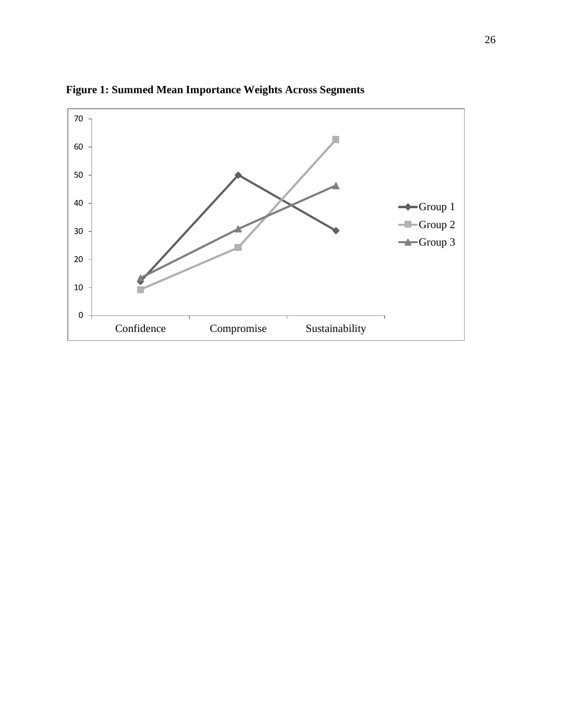**Figure 1: Summed Mean Importance Weights Across Segments**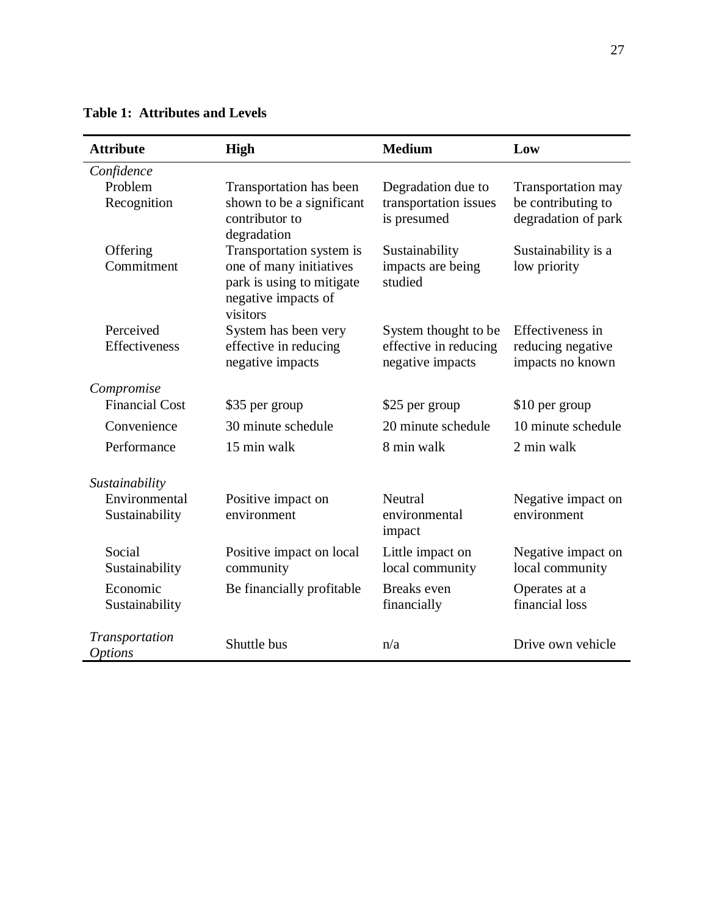**Table 1: Attributes and Levels**

| Attribute | High | Medium | Low |
|---|---|---|---|
| *Confidence* | | | |
| Problem Recognition | Transportation has been shown to be a significant contributor to degradation | Degradation due to transportation issues is presumed | Transportation may be contributing to degradation of park |
| Offering Commitment | Transportation system is one of many initiatives park is using to mitigate negative impacts of visitors | Sustainability impacts are being studied | Sustainability is a low priority |
| Perceived Effectiveness | System has been very effective in reducing negative impacts | System thought to be effective in reducing negative impacts | Effectiveness in reducing negative impacts no known |
| *Compromise* | | | |
| Financial Cost | \$35 per group | \$25 per group | \$10 per group |
| Convenience | 30 minute schedule | 20 minute schedule | 10 minute schedule |
| Performance | 15 min walk | 8 min walk | 2 min walk |
| *Sustainability* | | | |
| Environmental Sustainability | Positive impact on environment | Neutral environmental impact | Negative impact on environment |
| Social Sustainability | Positive impact on local community | Little impact on local community | Negative impact on local community |
| Economic Sustainability | Be financially profitable | Breaks even financially | Operates at a financial loss |
| *Transportation Options* | Shuttle bus | n/a | Drive own vehicle |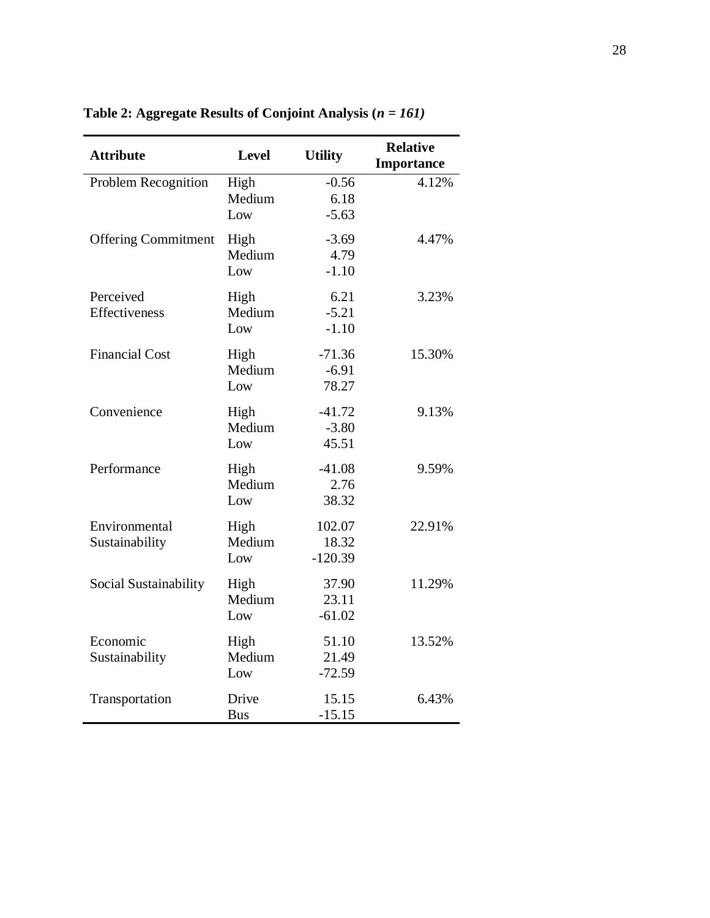**Table 2: Aggregate Results of Conjoint Analysis (*n = 161)***

| Attribute | Level | Utility | Relative Importance |
|---|---|---|---|
| Problem Recognition | High | -0.56 | 4.12% |
| | Medium | 6.18 | |
| | Low | -5.63 | |
| Offering Commitment | High | -3.69 | 4.47% |
| | Medium | 4.79 | |
| | Low | -1.10 | |
| Perceived Effectiveness | High | 6.21 | 3.23% |
| | Medium | -5.21 | |
| | Low | -1.10 | |
| Financial Cost | High | -71.36 | 15.30% |
| | Medium | -6.91 | |
| | Low | 78.27 | |
| Convenience | High | -41.72 | 9.13% |
| | Medium | -3.80 | |
| | Low | 45.51 | |
| Performance | High | -41.08 | 9.59% |
| | Medium | 2.76 | |
| | Low | 38.32 | |
| Environmental Sustainability | High | 102.07 | 22.91% |
| | Medium | 18.32 | |
| | Low | -120.39 | |
| Social Sustainability | High | 37.90 | 11.29% |
| | Medium | 23.11 | |
| | Low | -61.02 | |
| Economic Sustainability | High | 51.10 | 13.52% |
| | Medium | 21.49 | |
| | Low | -72.59 | |
| Transportation | Drive | 15.15 | 6.43% |
| | Bus | -15.15 | |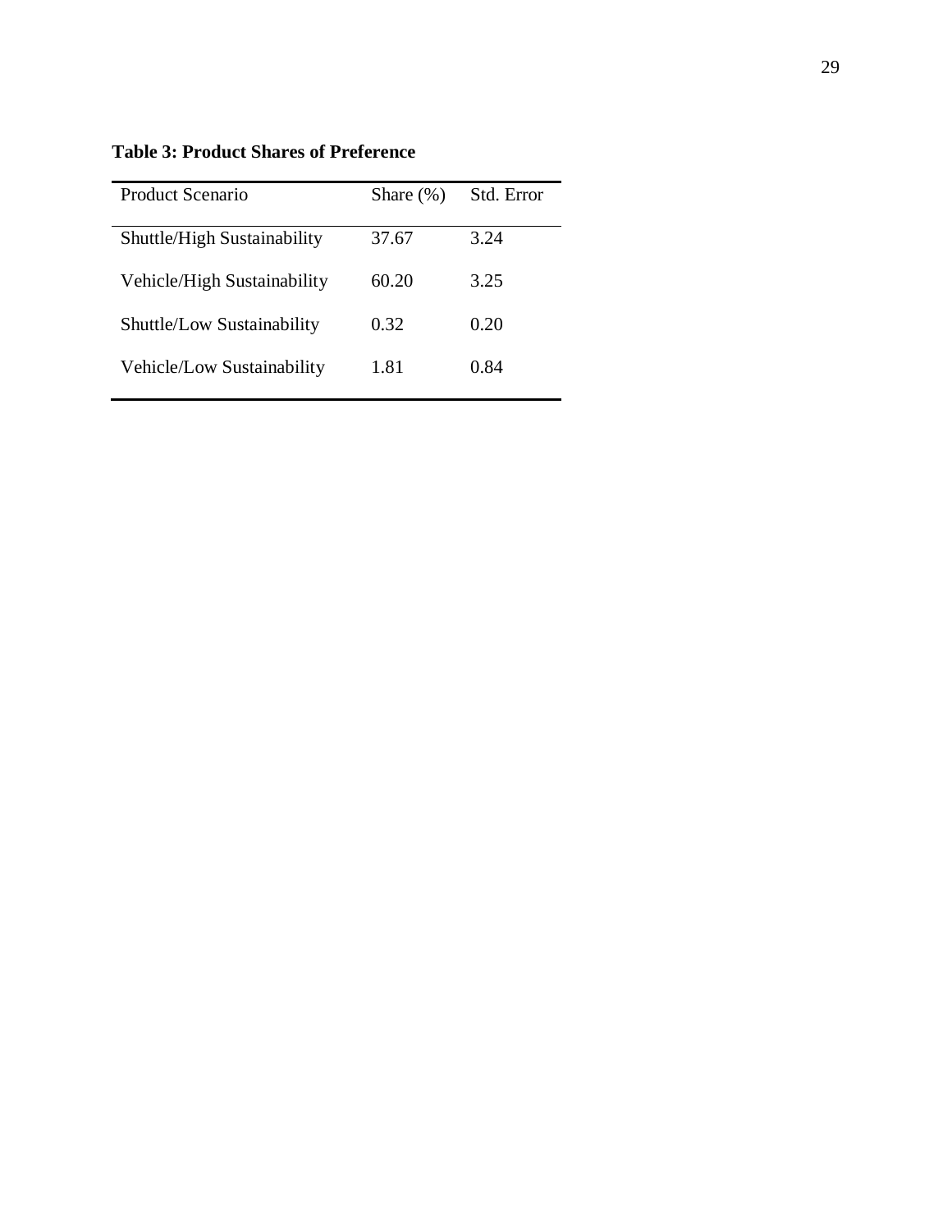**Table 3: Product Shares of Preference**

| Product Scenario | Share (%) | Std. Error |
|---|---|---|
| Shuttle/High Sustainability | 37.67 | 3.24 |
| Vehicle/High Sustainability | 60.20 | 3.25 |
| Shuttle/Low Sustainability | 0.32 | 0.20 |
| Vehicle/Low Sustainability | 1.81 | 0.84 |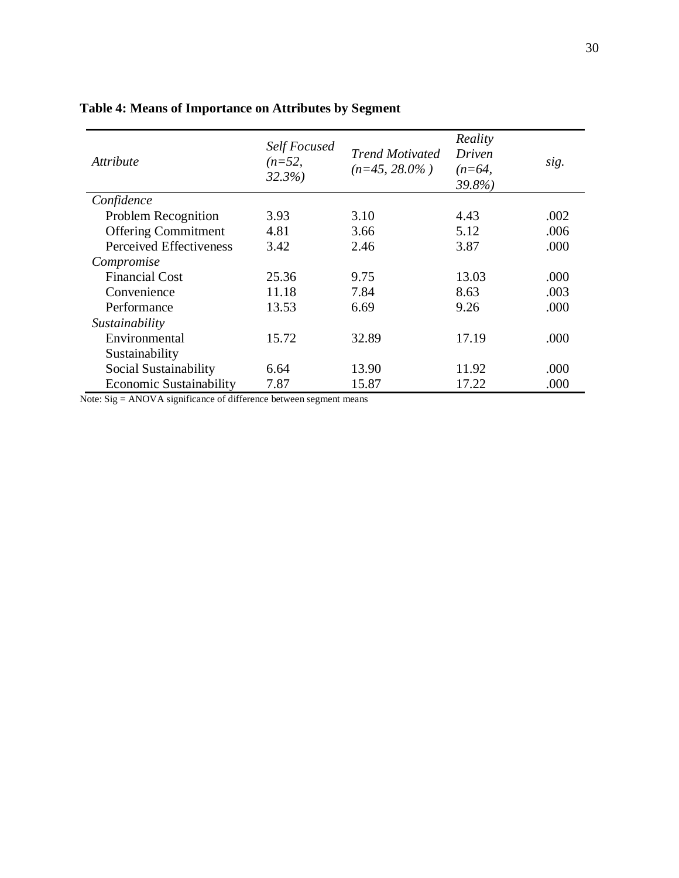**Table 4: Means of Importance on Attributes by Segment**

| *Attribute* | *Self Focused (n=52, 32.3%)* | *Trend Motivated (n=45, 28.0% )* | *Reality Driven (n=64, 39.8%)* | *sig.* |
|---|---|---|---|---|
| *Confidence* | | | | |
| Problem Recognition | 3.93 | 3.10 | 4.43 | .002 |
| Offering Commitment | 4.81 | 3.66 | 5.12 | .006 |
| Perceived Effectiveness | 3.42 | 2.46 | 3.87 | .000 |
| *Compromise* | | | | |
| Financial Cost | 25.36 | 9.75 | 13.03 | .000 |
| Convenience | 11.18 | 7.84 | 8.63 | .003 |
| Performance | 13.53 | 6.69 | 9.26 | .000 |
| *Sustainability* | | | | |
| Environmental Sustainability | 15.72 | 32.89 | 17.19 | .000 |
| Social Sustainability | 6.64 | 13.90 | 11.92 | .000 |
| Economic Sustainability | 7.87 | 15.87 | 17.22 | .000 |

Note: Sig = ANOVA significance of difference between segment means